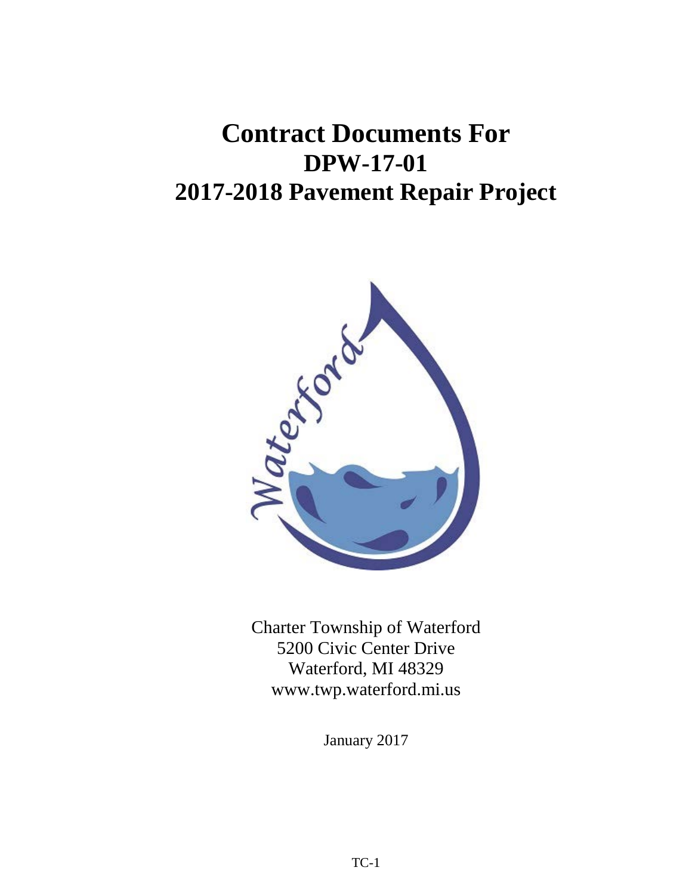# Contract Documents For
# DPW-17-01
# 2017-2018 Pavement Repair Project

Charter Township of Waterford
5200 Civic Center Drive
Waterford, MI 48329
www.twp.waterford.mi.us

January 2017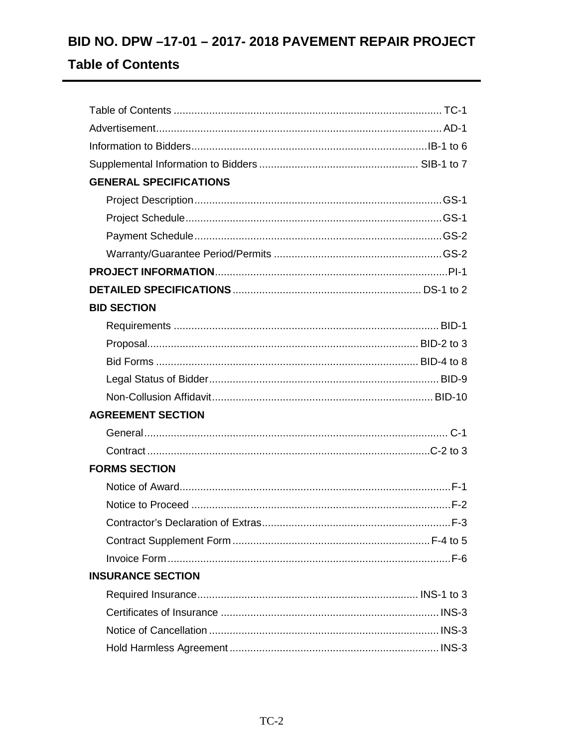# BID NO. DPW –17-01 – 2017- 2018 PAVEMENT REPAIR PROJECT

## Table of Contents

Table of Contents .......................................................................................... TC-1

Advertisement................................................................................................ AD-1

Information to Bidders...............................................................................IB-1 to 6

Supplemental Information to Bidders ..................................................... SIB-1 to 7

**GENERAL SPECIFICATIONS**

- Project Description..................................................................................GS-1
- Project Schedule......................................................................................GS-1
- Payment Schedule...................................................................................GS-2
- Warranty/Guarantee Period/Permits ........................................................GS-2

**PROJECT INFORMATION**.............................................................................PI-1

**DETAILED SPECIFICATIONS**............................................................... DS-1 to 2

**BID SECTION**

- Requirements .........................................................................................BID-1
- Proposal........................................................................................... BID-2 to 3
- Bid Forms ........................................................................................ BID-4 to 8
- Legal Status of Bidder.............................................................................BID-9
- Non-Collusion Affidavit..........................................................................BID-10

**AGREEMENT SECTION**

- General..................................................................................................... C-1
- Contract ................................................................................................C-2 to 3

**FORMS SECTION**

- Notice of Award...........................................................................................F-1
- Notice to Proceed ........................................................................................F-2
- Contractor's Declaration of Extras...............................................................F-3
- Contract Supplement Form ..................................................................F-4 to 5
- Invoice Form ...............................................................................................F-6

**INSURANCE SECTION**

- Required Insurance.......................................................................... INS-1 to 3
- Certificates of Insurance .........................................................................INS-3
- Notice of Cancellation .............................................................................INS-3
- Hold Harmless Agreement ......................................................................INS-3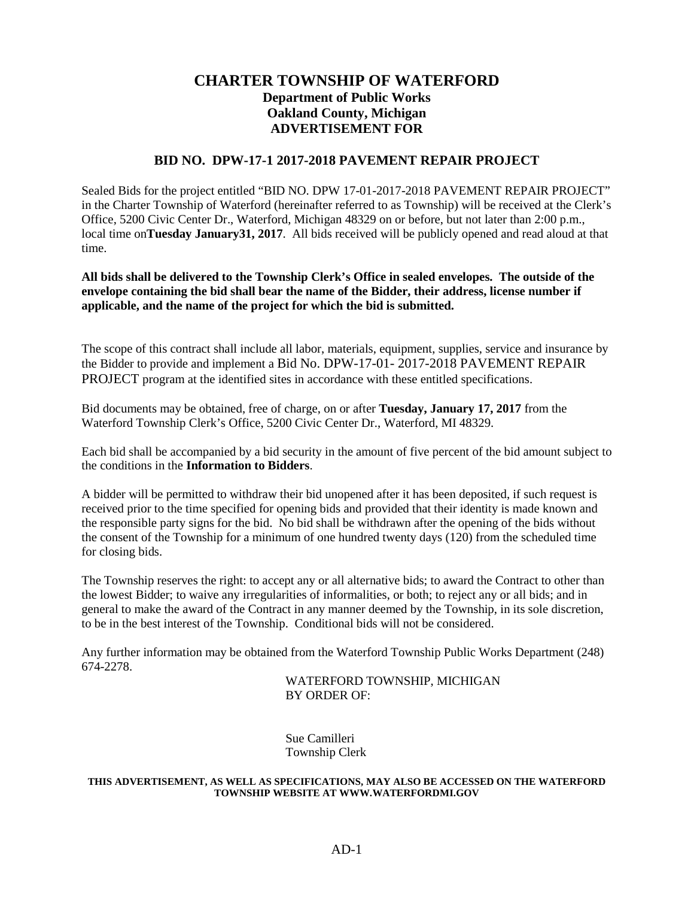# CHARTER TOWNSHIP OF WATERFORD

## Department of Public Works
## Oakland County, Michigan
## ADVERTISEMENT FOR

### BID NO. DPW-17-1 2017-2018 PAVEMENT REPAIR PROJECT

Sealed Bids for the project entitled "BID NO. DPW 17-01-2017-2018 PAVEMENT REPAIR PROJECT" in the Charter Township of Waterford (hereinafter referred to as Township) will be received at the Clerk's Office, 5200 Civic Center Dr., Waterford, Michigan 48329 on or before, but not later than 2:00 p.m., local time on**Tuesday January31, 2017**. All bids received will be publicly opened and read aloud at that time.

**All bids shall be delivered to the Township Clerk's Office in sealed envelopes. The outside of the envelope containing the bid shall bear the name of the Bidder, their address, license number if applicable, and the name of the project for which the bid is submitted.**

The scope of this contract shall include all labor, materials, equipment, supplies, service and insurance by the Bidder to provide and implement a Bid No. DPW-17-01- 2017-2018 PAVEMENT REPAIR PROJECT program at the identified sites in accordance with these entitled specifications.

Bid documents may be obtained, free of charge, on or after **Tuesday, January 17, 2017** from the Waterford Township Clerk's Office, 5200 Civic Center Dr., Waterford, MI 48329.

Each bid shall be accompanied by a bid security in the amount of five percent of the bid amount subject to the conditions in the **Information to Bidders**.

A bidder will be permitted to withdraw their bid unopened after it has been deposited, if such request is received prior to the time specified for opening bids and provided that their identity is made known and the responsible party signs for the bid. No bid shall be withdrawn after the opening of the bids without the consent of the Township for a minimum of one hundred twenty days (120) from the scheduled time for closing bids.

The Township reserves the right: to accept any or all alternative bids; to award the Contract to other than the lowest Bidder; to waive any irregularities of informalities, or both; to reject any or all bids; and in general to make the award of the Contract in any manner deemed by the Township, in its sole discretion, to be in the best interest of the Township. Conditional bids will not be considered.

Any further information may be obtained from the Waterford Township Public Works Department (248) 674-2278.

WATERFORD TOWNSHIP, MICHIGAN
BY ORDER OF:

Sue Camilleri
Township Clerk

**THIS ADVERTISEMENT, AS WELL AS SPECIFICATIONS, MAY ALSO BE ACCESSED ON THE WATERFORD TOWNSHIP WEBSITE AT WWW.WATERFORDMI.GOV**

AD-1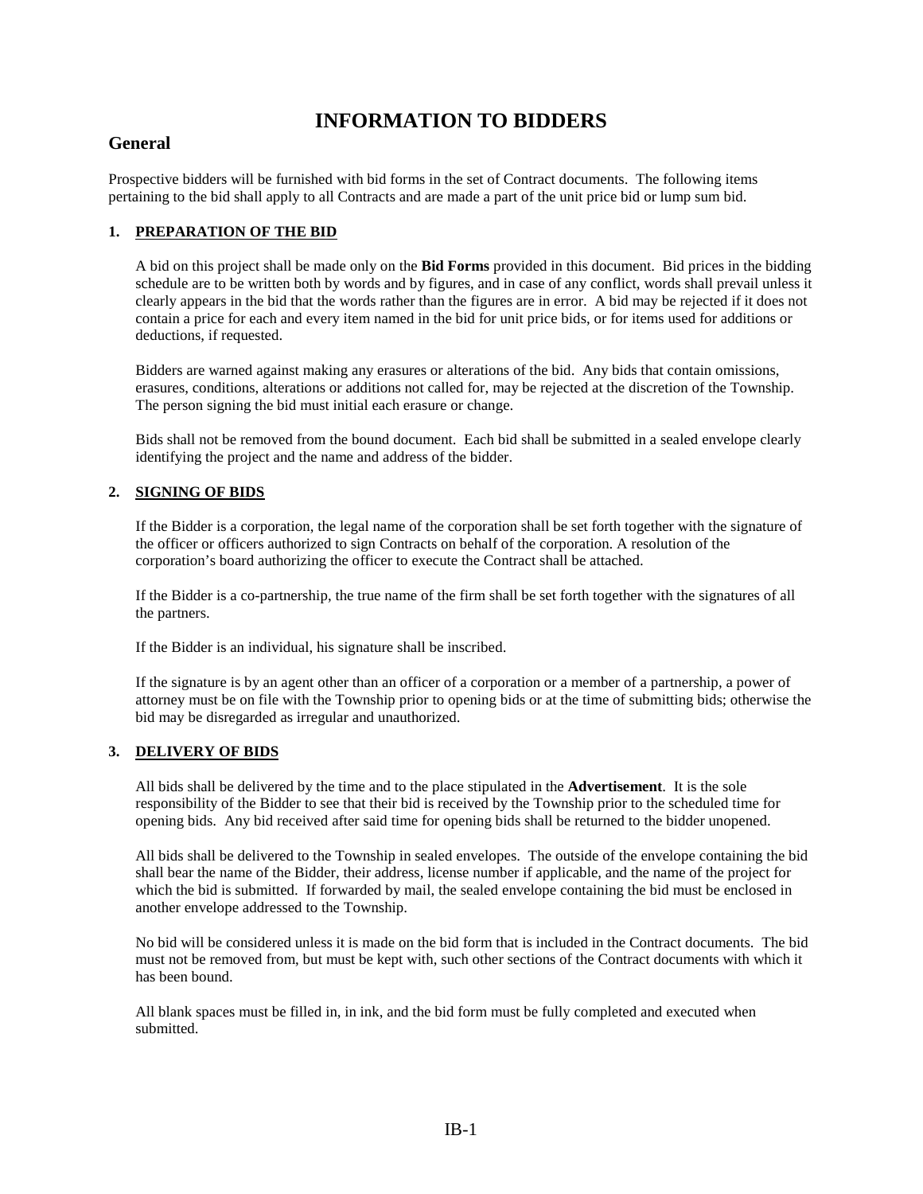# INFORMATION TO BIDDERS

## General

Prospective bidders will be furnished with bid forms in the set of Contract documents. The following items pertaining to the bid shall apply to all Contracts and are made a part of the unit price bid or lump sum bid.

### 1. PREPARATION OF THE BID

A bid on this project shall be made only on the **Bid Forms** provided in this document. Bid prices in the bidding schedule are to be written both by words and by figures, and in case of any conflict, words shall prevail unless it clearly appears in the bid that the words rather than the figures are in error. A bid may be rejected if it does not contain a price for each and every item named in the bid for unit price bids, or for items used for additions or deductions, if requested.

Bidders are warned against making any erasures or alterations of the bid. Any bids that contain omissions, erasures, conditions, alterations or additions not called for, may be rejected at the discretion of the Township. The person signing the bid must initial each erasure or change.

Bids shall not be removed from the bound document. Each bid shall be submitted in a sealed envelope clearly identifying the project and the name and address of the bidder.

### 2. SIGNING OF BIDS

If the Bidder is a corporation, the legal name of the corporation shall be set forth together with the signature of the officer or officers authorized to sign Contracts on behalf of the corporation. A resolution of the corporation's board authorizing the officer to execute the Contract shall be attached.

If the Bidder is a co-partnership, the true name of the firm shall be set forth together with the signatures of all the partners.

If the Bidder is an individual, his signature shall be inscribed.

If the signature is by an agent other than an officer of a corporation or a member of a partnership, a power of attorney must be on file with the Township prior to opening bids or at the time of submitting bids; otherwise the bid may be disregarded as irregular and unauthorized.

### 3. DELIVERY OF BIDS

All bids shall be delivered by the time and to the place stipulated in the **Advertisement**. It is the sole responsibility of the Bidder to see that their bid is received by the Township prior to the scheduled time for opening bids. Any bid received after said time for opening bids shall be returned to the bidder unopened.

All bids shall be delivered to the Township in sealed envelopes. The outside of the envelope containing the bid shall bear the name of the Bidder, their address, license number if applicable, and the name of the project for which the bid is submitted. If forwarded by mail, the sealed envelope containing the bid must be enclosed in another envelope addressed to the Township.

No bid will be considered unless it is made on the bid form that is included in the Contract documents. The bid must not be removed from, but must be kept with, such other sections of the Contract documents with which it has been bound.

All blank spaces must be filled in, in ink, and the bid form must be fully completed and executed when submitted.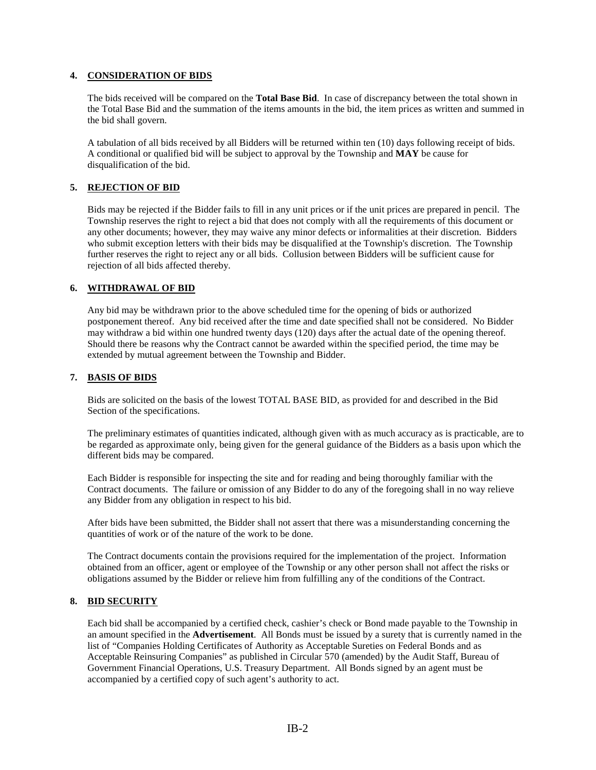## 4. <u>CONSIDERATION OF BIDS</u>

The bids received will be compared on the **Total Base Bid**. In case of discrepancy between the total shown in the Total Base Bid and the summation of the items amounts in the bid, the item prices as written and summed in the bid shall govern.

A tabulation of all bids received by all Bidders will be returned within ten (10) days following receipt of bids. A conditional or qualified bid will be subject to approval by the Township and **MAY** be cause for disqualification of the bid.

## 5. <u>REJECTION OF BID</u>

Bids may be rejected if the Bidder fails to fill in any unit prices or if the unit prices are prepared in pencil. The Township reserves the right to reject a bid that does not comply with all the requirements of this document or any other documents; however, they may waive any minor defects or informalities at their discretion. Bidders who submit exception letters with their bids may be disqualified at the Township's discretion. The Township further reserves the right to reject any or all bids. Collusion between Bidders will be sufficient cause for rejection of all bids affected thereby.

## 6. <u>WITHDRAWAL OF BID</u>

Any bid may be withdrawn prior to the above scheduled time for the opening of bids or authorized postponement thereof. Any bid received after the time and date specified shall not be considered. No Bidder may withdraw a bid within one hundred twenty days (120) days after the actual date of the opening thereof. Should there be reasons why the Contract cannot be awarded within the specified period, the time may be extended by mutual agreement between the Township and Bidder.

## 7. <u>BASIS OF BIDS</u>

Bids are solicited on the basis of the lowest TOTAL BASE BID, as provided for and described in the Bid Section of the specifications.

The preliminary estimates of quantities indicated, although given with as much accuracy as is practicable, are to be regarded as approximate only, being given for the general guidance of the Bidders as a basis upon which the different bids may be compared.

Each Bidder is responsible for inspecting the site and for reading and being thoroughly familiar with the Contract documents. The failure or omission of any Bidder to do any of the foregoing shall in no way relieve any Bidder from any obligation in respect to his bid.

After bids have been submitted, the Bidder shall not assert that there was a misunderstanding concerning the quantities of work or of the nature of the work to be done.

The Contract documents contain the provisions required for the implementation of the project. Information obtained from an officer, agent or employee of the Township or any other person shall not affect the risks or obligations assumed by the Bidder or relieve him from fulfilling any of the conditions of the Contract.

## 8. <u>BID SECURITY</u>

Each bid shall be accompanied by a certified check, cashier's check or Bond made payable to the Township in an amount specified in the **Advertisement**. All Bonds must be issued by a surety that is currently named in the list of "Companies Holding Certificates of Authority as Acceptable Sureties on Federal Bonds and as Acceptable Reinsuring Companies" as published in Circular 570 (amended) by the Audit Staff, Bureau of Government Financial Operations, U.S. Treasury Department. All Bonds signed by an agent must be accompanied by a certified copy of such agent's authority to act.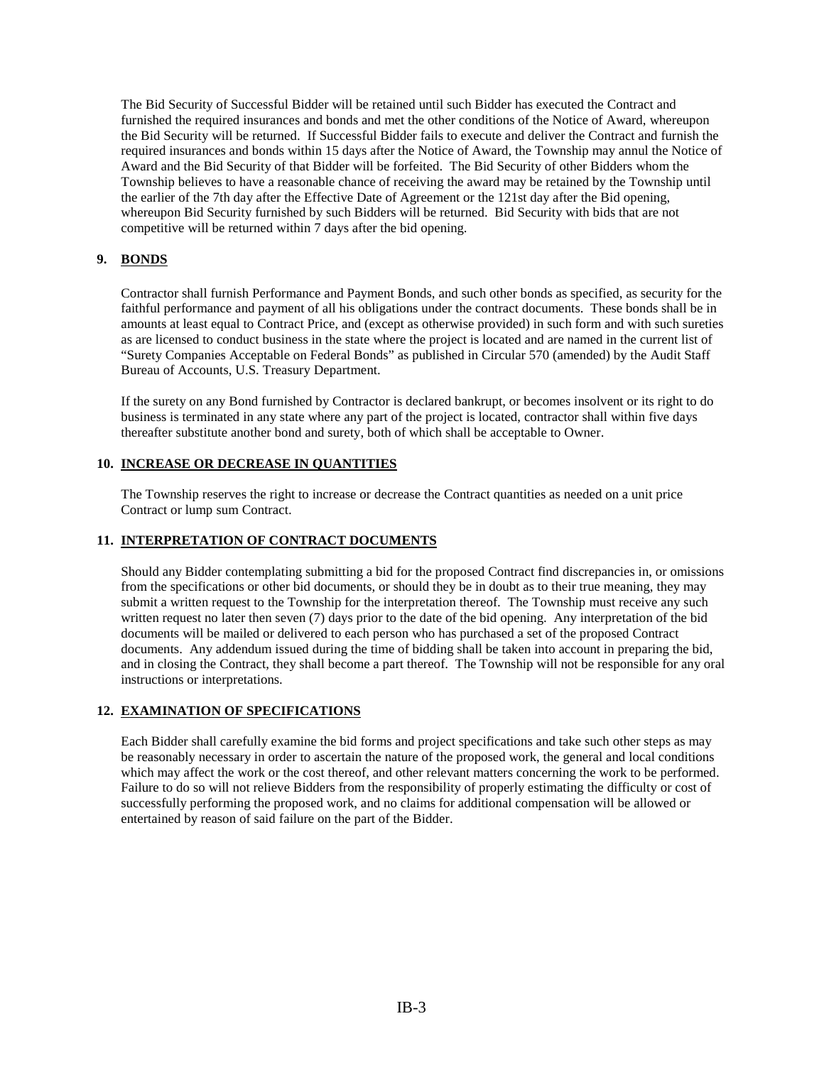The Bid Security of Successful Bidder will be retained until such Bidder has executed the Contract and furnished the required insurances and bonds and met the other conditions of the Notice of Award, whereupon the Bid Security will be returned. If Successful Bidder fails to execute and deliver the Contract and furnish the required insurances and bonds within 15 days after the Notice of Award, the Township may annul the Notice of Award and the Bid Security of that Bidder will be forfeited. The Bid Security of other Bidders whom the Township believes to have a reasonable chance of receiving the award may be retained by the Township until the earlier of the 7th day after the Effective Date of Agreement or the 121st day after the Bid opening, whereupon Bid Security furnished by such Bidders will be returned. Bid Security with bids that are not competitive will be returned within 7 days after the bid opening.

**9. <u>BONDS</u>**

Contractor shall furnish Performance and Payment Bonds, and such other bonds as specified, as security for the faithful performance and payment of all his obligations under the contract documents. These bonds shall be in amounts at least equal to Contract Price, and (except as otherwise provided) in such form and with such sureties as are licensed to conduct business in the state where the project is located and are named in the current list of "Surety Companies Acceptable on Federal Bonds" as published in Circular 570 (amended) by the Audit Staff Bureau of Accounts, U.S. Treasury Department.

If the surety on any Bond furnished by Contractor is declared bankrupt, or becomes insolvent or its right to do business is terminated in any state where any part of the project is located, contractor shall within five days thereafter substitute another bond and surety, both of which shall be acceptable to Owner.

**10. <u>INCREASE OR DECREASE IN QUANTITIES</u>**

The Township reserves the right to increase or decrease the Contract quantities as needed on a unit price Contract or lump sum Contract.

**11. <u>INTERPRETATION OF CONTRACT DOCUMENTS</u>**

Should any Bidder contemplating submitting a bid for the proposed Contract find discrepancies in, or omissions from the specifications or other bid documents, or should they be in doubt as to their true meaning, they may submit a written request to the Township for the interpretation thereof. The Township must receive any such written request no later then seven (7) days prior to the date of the bid opening. Any interpretation of the bid documents will be mailed or delivered to each person who has purchased a set of the proposed Contract documents. Any addendum issued during the time of bidding shall be taken into account in preparing the bid, and in closing the Contract, they shall become a part thereof. The Township will not be responsible for any oral instructions or interpretations.

**12. <u>EXAMINATION OF SPECIFICATIONS</u>**

Each Bidder shall carefully examine the bid forms and project specifications and take such other steps as may be reasonably necessary in order to ascertain the nature of the proposed work, the general and local conditions which may affect the work or the cost thereof, and other relevant matters concerning the work to be performed. Failure to do so will not relieve Bidders from the responsibility of properly estimating the difficulty or cost of successfully performing the proposed work, and no claims for additional compensation will be allowed or entertained by reason of said failure on the part of the Bidder.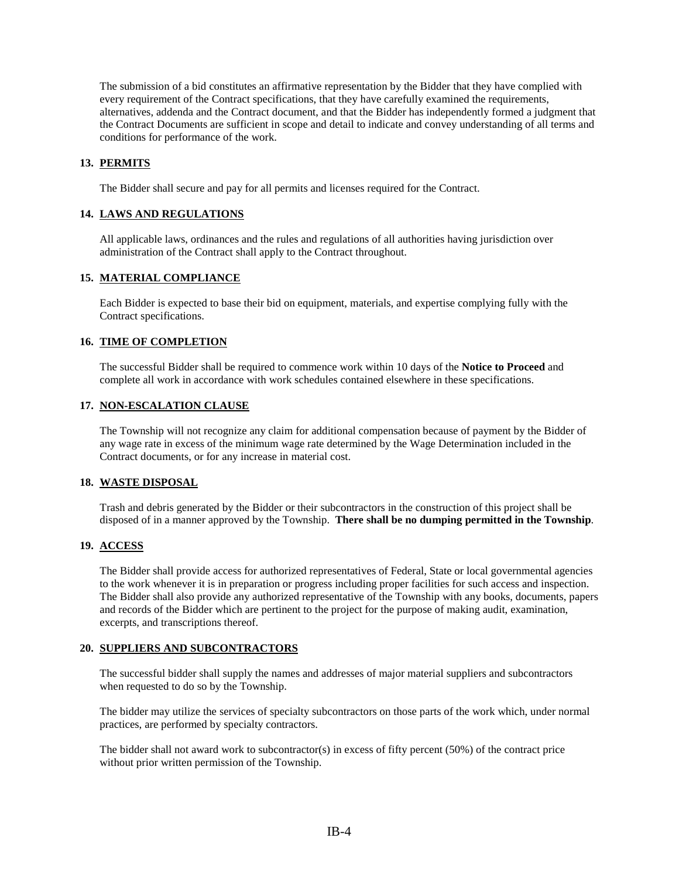The submission of a bid constitutes an affirmative representation by the Bidder that they have complied with every requirement of the Contract specifications, that they have carefully examined the requirements, alternatives, addenda and the Contract document, and that the Bidder has independently formed a judgment that the Contract Documents are sufficient in scope and detail to indicate and convey understanding of all terms and conditions for performance of the work.

**13. PERMITS**

The Bidder shall secure and pay for all permits and licenses required for the Contract.

**14. LAWS AND REGULATIONS**

All applicable laws, ordinances and the rules and regulations of all authorities having jurisdiction over administration of the Contract shall apply to the Contract throughout.

**15. MATERIAL COMPLIANCE**

Each Bidder is expected to base their bid on equipment, materials, and expertise complying fully with the Contract specifications.

**16. TIME OF COMPLETION**

The successful Bidder shall be required to commence work within 10 days of the **Notice to Proceed** and complete all work in accordance with work schedules contained elsewhere in these specifications.

**17. NON-ESCALATION CLAUSE**

The Township will not recognize any claim for additional compensation because of payment by the Bidder of any wage rate in excess of the minimum wage rate determined by the Wage Determination included in the Contract documents, or for any increase in material cost.

**18. WASTE DISPOSAL**

Trash and debris generated by the Bidder or their subcontractors in the construction of this project shall be disposed of in a manner approved by the Township. **There shall be no dumping permitted in the Township**.

**19. ACCESS**

The Bidder shall provide access for authorized representatives of Federal, State or local governmental agencies to the work whenever it is in preparation or progress including proper facilities for such access and inspection. The Bidder shall also provide any authorized representative of the Township with any books, documents, papers and records of the Bidder which are pertinent to the project for the purpose of making audit, examination, excerpts, and transcriptions thereof.

**20. SUPPLIERS AND SUBCONTRACTORS**

The successful bidder shall supply the names and addresses of major material suppliers and subcontractors when requested to do so by the Township.

The bidder may utilize the services of specialty subcontractors on those parts of the work which, under normal practices, are performed by specialty contractors.

The bidder shall not award work to subcontractor(s) in excess of fifty percent (50%) of the contract price without prior written permission of the Township.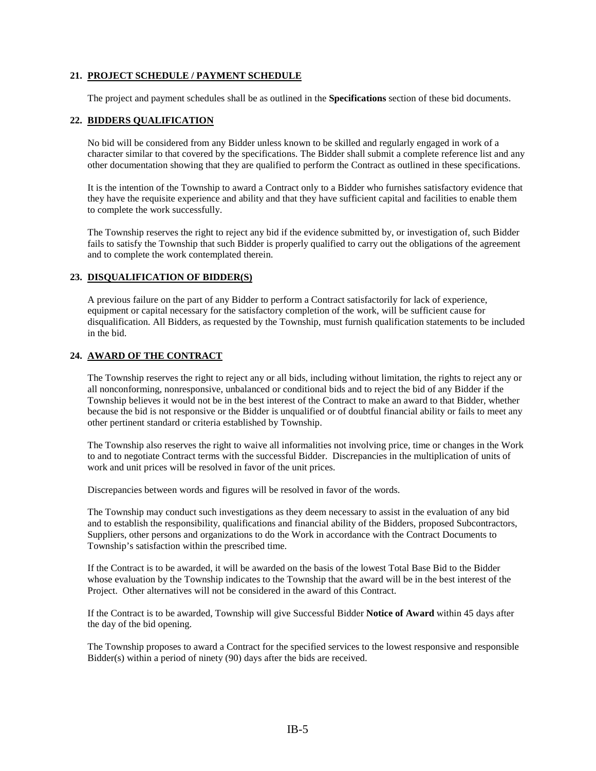## 21. PROJECT SCHEDULE / PAYMENT SCHEDULE

The project and payment schedules shall be as outlined in the **Specifications** section of these bid documents.

## 22. BIDDERS QUALIFICATION

No bid will be considered from any Bidder unless known to be skilled and regularly engaged in work of a character similar to that covered by the specifications. The Bidder shall submit a complete reference list and any other documentation showing that they are qualified to perform the Contract as outlined in these specifications.

It is the intention of the Township to award a Contract only to a Bidder who furnishes satisfactory evidence that they have the requisite experience and ability and that they have sufficient capital and facilities to enable them to complete the work successfully.

The Township reserves the right to reject any bid if the evidence submitted by, or investigation of, such Bidder fails to satisfy the Township that such Bidder is properly qualified to carry out the obligations of the agreement and to complete the work contemplated therein.

## 23. DISQUALIFICATION OF BIDDER(S)

A previous failure on the part of any Bidder to perform a Contract satisfactorily for lack of experience, equipment or capital necessary for the satisfactory completion of the work, will be sufficient cause for disqualification. All Bidders, as requested by the Township, must furnish qualification statements to be included in the bid.

## 24. AWARD OF THE CONTRACT

The Township reserves the right to reject any or all bids, including without limitation, the rights to reject any or all nonconforming, nonresponsive, unbalanced or conditional bids and to reject the bid of any Bidder if the Township believes it would not be in the best interest of the Contract to make an award to that Bidder, whether because the bid is not responsive or the Bidder is unqualified or of doubtful financial ability or fails to meet any other pertinent standard or criteria established by Township.

The Township also reserves the right to waive all informalities not involving price, time or changes in the Work to and to negotiate Contract terms with the successful Bidder. Discrepancies in the multiplication of units of work and unit prices will be resolved in favor of the unit prices.

Discrepancies between words and figures will be resolved in favor of the words.

The Township may conduct such investigations as they deem necessary to assist in the evaluation of any bid and to establish the responsibility, qualifications and financial ability of the Bidders, proposed Subcontractors, Suppliers, other persons and organizations to do the Work in accordance with the Contract Documents to Township's satisfaction within the prescribed time.

If the Contract is to be awarded, it will be awarded on the basis of the lowest Total Base Bid to the Bidder whose evaluation by the Township indicates to the Township that the award will be in the best interest of the Project. Other alternatives will not be considered in the award of this Contract.

If the Contract is to be awarded, Township will give Successful Bidder **Notice of Award** within 45 days after the day of the bid opening.

The Township proposes to award a Contract for the specified services to the lowest responsive and responsible Bidder(s) within a period of ninety (90) days after the bids are received.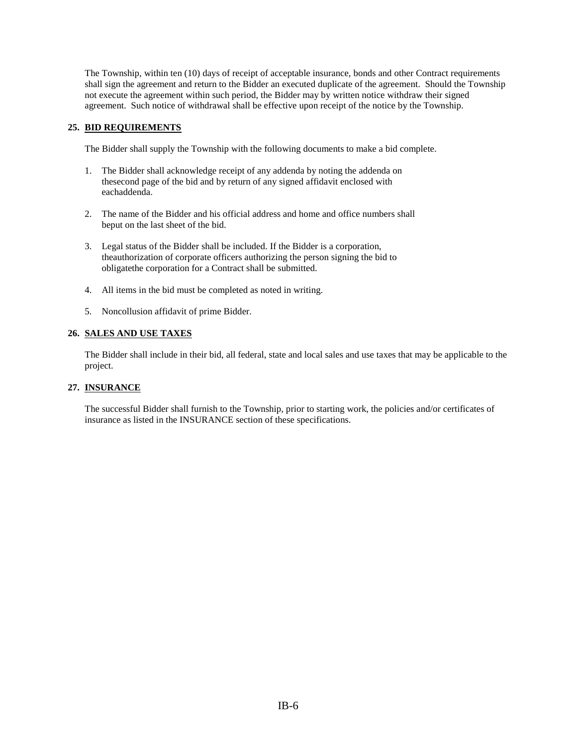The Township, within ten (10) days of receipt of acceptable insurance, bonds and other Contract requirements shall sign the agreement and return to the Bidder an executed duplicate of the agreement. Should the Township not execute the agreement within such period, the Bidder may by written notice withdraw their signed agreement. Such notice of withdrawal shall be effective upon receipt of the notice by the Township.

**25. BID REQUIREMENTS**

The Bidder shall supply the Township with the following documents to make a bid complete.

1. The Bidder shall acknowledge receipt of any addenda by noting the addenda on thesecond page of the bid and by return of any signed affidavit enclosed with eachaddenda.

2. The name of the Bidder and his official address and home and office numbers shall beput on the last sheet of the bid.

3. Legal status of the Bidder shall be included. If the Bidder is a corporation, theauthorization of corporate officers authorizing the person signing the bid to obligatethe corporation for a Contract shall be submitted.

4. All items in the bid must be completed as noted in writing.

5. Noncollusion affidavit of prime Bidder.

**26. SALES AND USE TAXES**

The Bidder shall include in their bid, all federal, state and local sales and use taxes that may be applicable to the project.

**27. INSURANCE**

The successful Bidder shall furnish to the Township, prior to starting work, the policies and/or certificates of insurance as listed in the INSURANCE section of these specifications.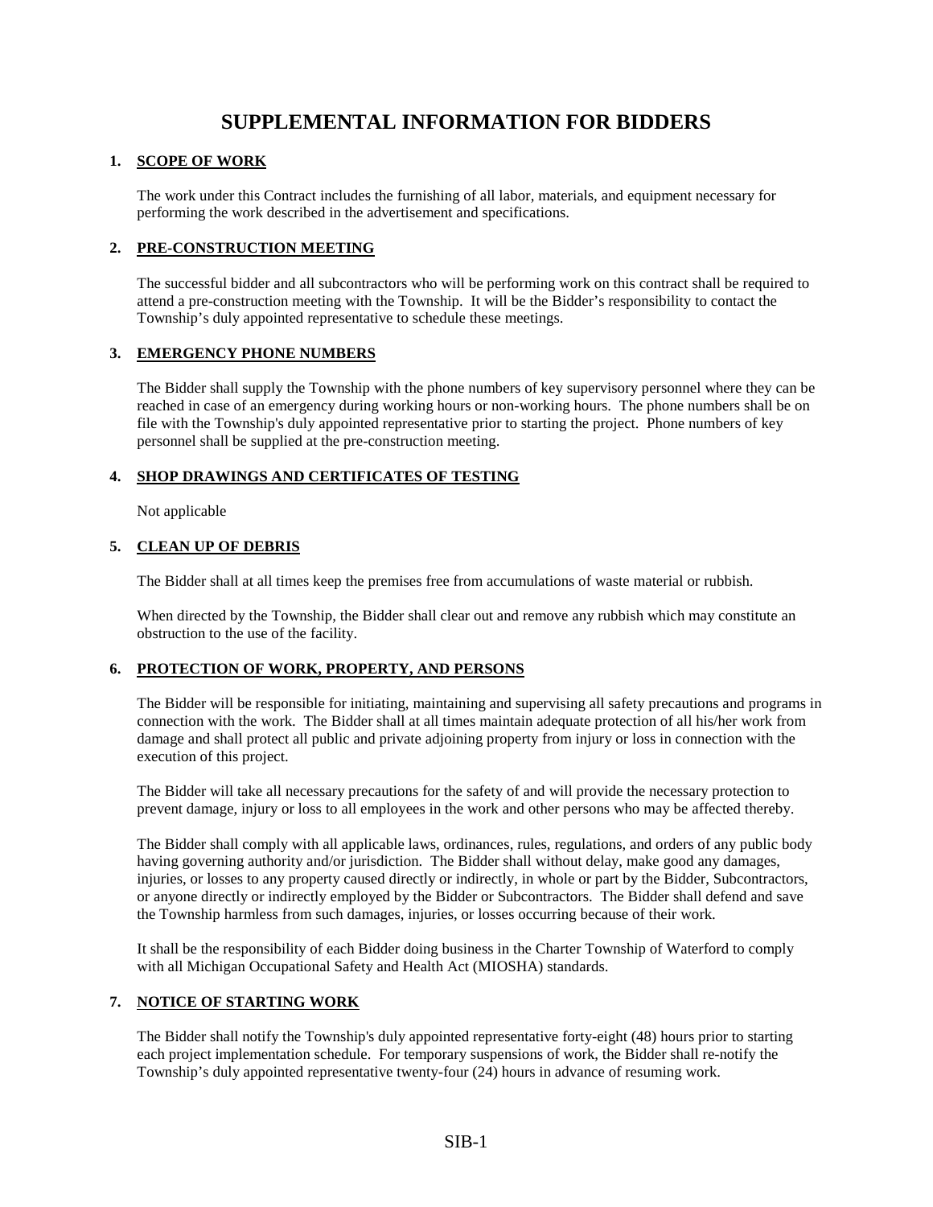# SUPPLEMENTAL INFORMATION FOR BIDDERS

## 1. SCOPE OF WORK

The work under this Contract includes the furnishing of all labor, materials, and equipment necessary for performing the work described in the advertisement and specifications.

## 2. PRE-CONSTRUCTION MEETING

The successful bidder and all subcontractors who will be performing work on this contract shall be required to attend a pre-construction meeting with the Township. It will be the Bidder's responsibility to contact the Township's duly appointed representative to schedule these meetings.

## 3. EMERGENCY PHONE NUMBERS

The Bidder shall supply the Township with the phone numbers of key supervisory personnel where they can be reached in case of an emergency during working hours or non-working hours. The phone numbers shall be on file with the Township's duly appointed representative prior to starting the project. Phone numbers of key personnel shall be supplied at the pre-construction meeting.

## 4. SHOP DRAWINGS AND CERTIFICATES OF TESTING

Not applicable

## 5. CLEAN UP OF DEBRIS

The Bidder shall at all times keep the premises free from accumulations of waste material or rubbish.

When directed by the Township, the Bidder shall clear out and remove any rubbish which may constitute an obstruction to the use of the facility.

## 6. PROTECTION OF WORK, PROPERTY, AND PERSONS

The Bidder will be responsible for initiating, maintaining and supervising all safety precautions and programs in connection with the work. The Bidder shall at all times maintain adequate protection of all his/her work from damage and shall protect all public and private adjoining property from injury or loss in connection with the execution of this project.

The Bidder will take all necessary precautions for the safety of and will provide the necessary protection to prevent damage, injury or loss to all employees in the work and other persons who may be affected thereby.

The Bidder shall comply with all applicable laws, ordinances, rules, regulations, and orders of any public body having governing authority and/or jurisdiction. The Bidder shall without delay, make good any damages, injuries, or losses to any property caused directly or indirectly, in whole or part by the Bidder, Subcontractors, or anyone directly or indirectly employed by the Bidder or Subcontractors. The Bidder shall defend and save the Township harmless from such damages, injuries, or losses occurring because of their work.

It shall be the responsibility of each Bidder doing business in the Charter Township of Waterford to comply with all Michigan Occupational Safety and Health Act (MIOSHA) standards.

## 7. NOTICE OF STARTING WORK

The Bidder shall notify the Township's duly appointed representative forty-eight (48) hours prior to starting each project implementation schedule. For temporary suspensions of work, the Bidder shall re-notify the Township's duly appointed representative twenty-four (24) hours in advance of resuming work.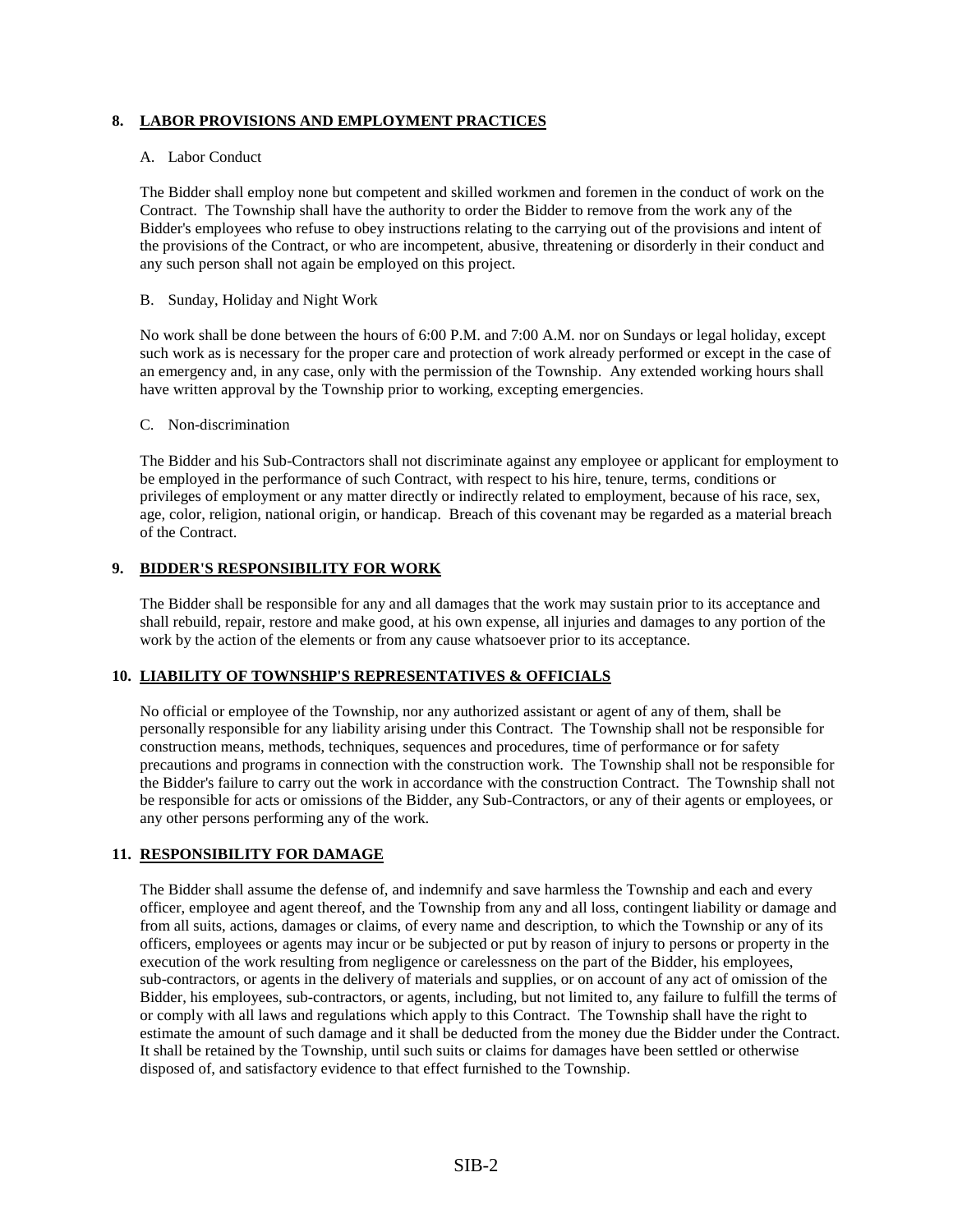## 8. LABOR PROVISIONS AND EMPLOYMENT PRACTICES

A. Labor Conduct

The Bidder shall employ none but competent and skilled workmen and foremen in the conduct of work on the Contract. The Township shall have the authority to order the Bidder to remove from the work any of the Bidder's employees who refuse to obey instructions relating to the carrying out of the provisions and intent of the provisions of the Contract, or who are incompetent, abusive, threatening or disorderly in their conduct and any such person shall not again be employed on this project.

B. Sunday, Holiday and Night Work

No work shall be done between the hours of 6:00 P.M. and 7:00 A.M. nor on Sundays or legal holiday, except such work as is necessary for the proper care and protection of work already performed or except in the case of an emergency and, in any case, only with the permission of the Township. Any extended working hours shall have written approval by the Township prior to working, excepting emergencies.

C. Non-discrimination

The Bidder and his Sub-Contractors shall not discriminate against any employee or applicant for employment to be employed in the performance of such Contract, with respect to his hire, tenure, terms, conditions or privileges of employment or any matter directly or indirectly related to employment, because of his race, sex, age, color, religion, national origin, or handicap. Breach of this covenant may be regarded as a material breach of the Contract.

## 9. BIDDER'S RESPONSIBILITY FOR WORK

The Bidder shall be responsible for any and all damages that the work may sustain prior to its acceptance and shall rebuild, repair, restore and make good, at his own expense, all injuries and damages to any portion of the work by the action of the elements or from any cause whatsoever prior to its acceptance.

## 10. LIABILITY OF TOWNSHIP'S REPRESENTATIVES & OFFICIALS

No official or employee of the Township, nor any authorized assistant or agent of any of them, shall be personally responsible for any liability arising under this Contract. The Township shall not be responsible for construction means, methods, techniques, sequences and procedures, time of performance or for safety precautions and programs in connection with the construction work. The Township shall not be responsible for the Bidder's failure to carry out the work in accordance with the construction Contract. The Township shall not be responsible for acts or omissions of the Bidder, any Sub-Contractors, or any of their agents or employees, or any other persons performing any of the work.

## 11. RESPONSIBILITY FOR DAMAGE

The Bidder shall assume the defense of, and indemnify and save harmless the Township and each and every officer, employee and agent thereof, and the Township from any and all loss, contingent liability or damage and from all suits, actions, damages or claims, of every name and description, to which the Township or any of its officers, employees or agents may incur or be subjected or put by reason of injury to persons or property in the execution of the work resulting from negligence or carelessness on the part of the Bidder, his employees, sub-contractors, or agents in the delivery of materials and supplies, or on account of any act of omission of the Bidder, his employees, sub-contractors, or agents, including, but not limited to, any failure to fulfill the terms of or comply with all laws and regulations which apply to this Contract. The Township shall have the right to estimate the amount of such damage and it shall be deducted from the money due the Bidder under the Contract. It shall be retained by the Township, until such suits or claims for damages have been settled or otherwise disposed of, and satisfactory evidence to that effect furnished to the Township.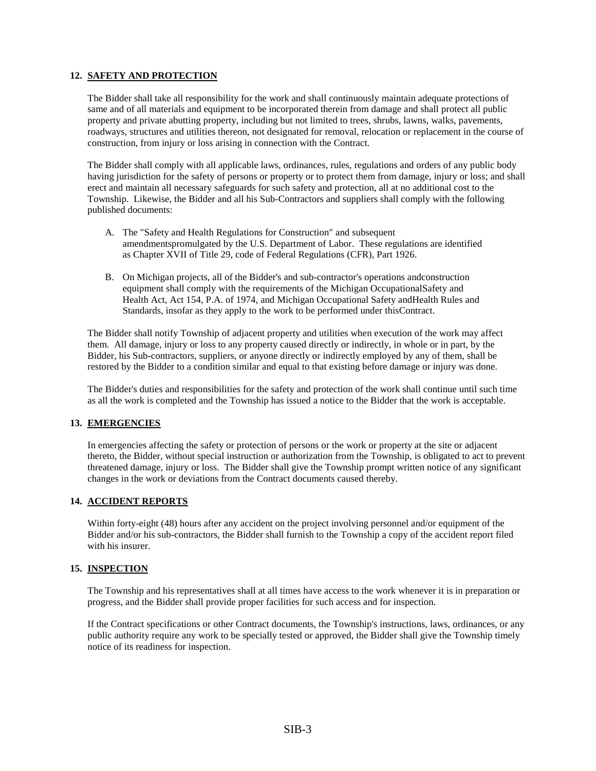## 12. SAFETY AND PROTECTION

The Bidder shall take all responsibility for the work and shall continuously maintain adequate protections of same and of all materials and equipment to be incorporated therein from damage and shall protect all public property and private abutting property, including but not limited to trees, shrubs, lawns, walks, pavements, roadways, structures and utilities thereon, not designated for removal, relocation or replacement in the course of construction, from injury or loss arising in connection with the Contract.

The Bidder shall comply with all applicable laws, ordinances, rules, regulations and orders of any public body having jurisdiction for the safety of persons or property or to protect them from damage, injury or loss; and shall erect and maintain all necessary safeguards for such safety and protection, all at no additional cost to the Township. Likewise, the Bidder and all his Sub-Contractors and suppliers shall comply with the following published documents:

A. The "Safety and Health Regulations for Construction" and subsequent amendmentspromulgated by the U.S. Department of Labor. These regulations are identified as Chapter XVII of Title 29, code of Federal Regulations (CFR), Part 1926.

B. On Michigan projects, all of the Bidder's and sub-contractor's operations andconstruction equipment shall comply with the requirements of the Michigan OccupationalSafety and Health Act, Act 154, P.A. of 1974, and Michigan Occupational Safety andHealth Rules and Standards, insofar as they apply to the work to be performed under thisContract.

The Bidder shall notify Township of adjacent property and utilities when execution of the work may affect them. All damage, injury or loss to any property caused directly or indirectly, in whole or in part, by the Bidder, his Sub-contractors, suppliers, or anyone directly or indirectly employed by any of them, shall be restored by the Bidder to a condition similar and equal to that existing before damage or injury was done.

The Bidder's duties and responsibilities for the safety and protection of the work shall continue until such time as all the work is completed and the Township has issued a notice to the Bidder that the work is acceptable.

## 13. EMERGENCIES

In emergencies affecting the safety or protection of persons or the work or property at the site or adjacent thereto, the Bidder, without special instruction or authorization from the Township, is obligated to act to prevent threatened damage, injury or loss. The Bidder shall give the Township prompt written notice of any significant changes in the work or deviations from the Contract documents caused thereby.

## 14. ACCIDENT REPORTS

Within forty-eight (48) hours after any accident on the project involving personnel and/or equipment of the Bidder and/or his sub-contractors, the Bidder shall furnish to the Township a copy of the accident report filed with his insurer.

## 15. INSPECTION

The Township and his representatives shall at all times have access to the work whenever it is in preparation or progress, and the Bidder shall provide proper facilities for such access and for inspection.

If the Contract specifications or other Contract documents, the Township's instructions, laws, ordinances, or any public authority require any work to be specially tested or approved, the Bidder shall give the Township timely notice of its readiness for inspection.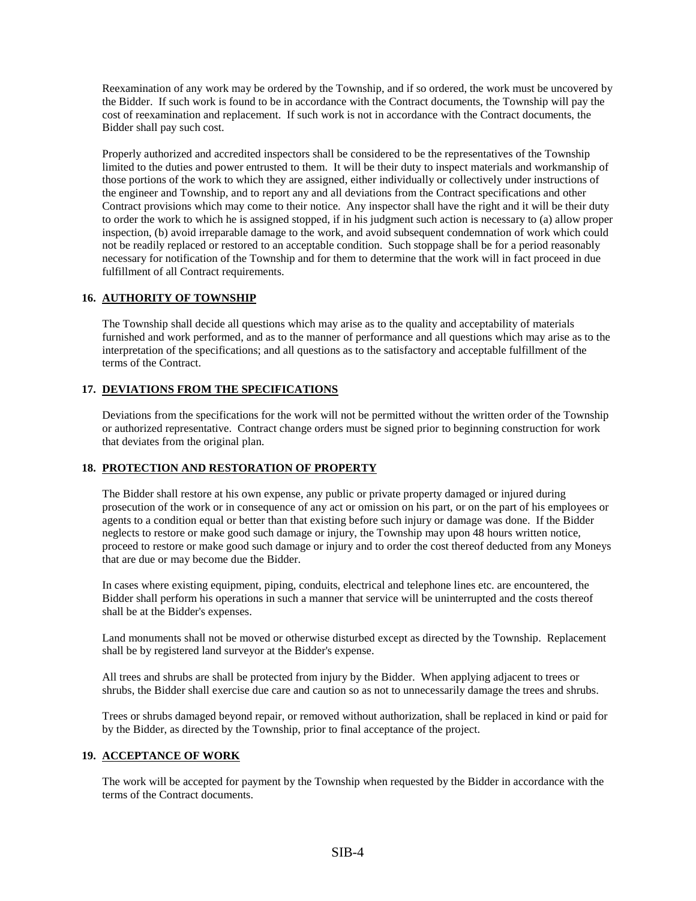Reexamination of any work may be ordered by the Township, and if so ordered, the work must be uncovered by the Bidder. If such work is found to be in accordance with the Contract documents, the Township will pay the cost of reexamination and replacement. If such work is not in accordance with the Contract documents, the Bidder shall pay such cost.

Properly authorized and accredited inspectors shall be considered to be the representatives of the Township limited to the duties and power entrusted to them. It will be their duty to inspect materials and workmanship of those portions of the work to which they are assigned, either individually or collectively under instructions of the engineer and Township, and to report any and all deviations from the Contract specifications and other Contract provisions which may come to their notice. Any inspector shall have the right and it will be their duty to order the work to which he is assigned stopped, if in his judgment such action is necessary to (a) allow proper inspection, (b) avoid irreparable damage to the work, and avoid subsequent condemnation of work which could not be readily replaced or restored to an acceptable condition. Such stoppage shall be for a period reasonably necessary for notification of the Township and for them to determine that the work will in fact proceed in due fulfillment of all Contract requirements.

## 16. AUTHORITY OF TOWNSHIP

The Township shall decide all questions which may arise as to the quality and acceptability of materials furnished and work performed, and as to the manner of performance and all questions which may arise as to the interpretation of the specifications; and all questions as to the satisfactory and acceptable fulfillment of the terms of the Contract.

## 17. DEVIATIONS FROM THE SPECIFICATIONS

Deviations from the specifications for the work will not be permitted without the written order of the Township or authorized representative. Contract change orders must be signed prior to beginning construction for work that deviates from the original plan.

## 18. PROTECTION AND RESTORATION OF PROPERTY

The Bidder shall restore at his own expense, any public or private property damaged or injured during prosecution of the work or in consequence of any act or omission on his part, or on the part of his employees or agents to a condition equal or better than that existing before such injury or damage was done. If the Bidder neglects to restore or make good such damage or injury, the Township may upon 48 hours written notice, proceed to restore or make good such damage or injury and to order the cost thereof deducted from any Moneys that are due or may become due the Bidder.

In cases where existing equipment, piping, conduits, electrical and telephone lines etc. are encountered, the Bidder shall perform his operations in such a manner that service will be uninterrupted and the costs thereof shall be at the Bidder's expenses.

Land monuments shall not be moved or otherwise disturbed except as directed by the Township. Replacement shall be by registered land surveyor at the Bidder's expense.

All trees and shrubs are shall be protected from injury by the Bidder. When applying adjacent to trees or shrubs, the Bidder shall exercise due care and caution so as not to unnecessarily damage the trees and shrubs.

Trees or shrubs damaged beyond repair, or removed without authorization, shall be replaced in kind or paid for by the Bidder, as directed by the Township, prior to final acceptance of the project.

## 19. ACCEPTANCE OF WORK

The work will be accepted for payment by the Township when requested by the Bidder in accordance with the terms of the Contract documents.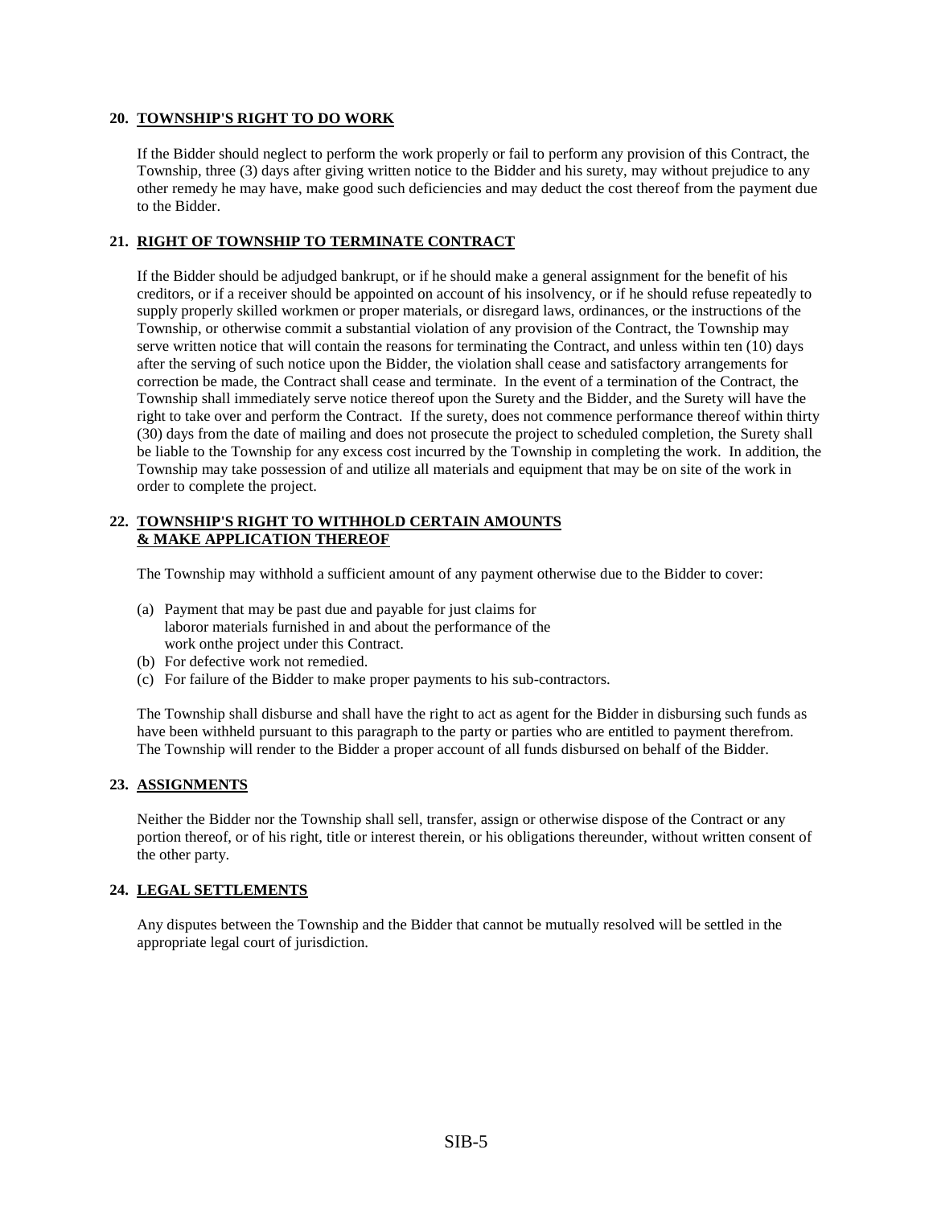## 20. TOWNSHIP'S RIGHT TO DO WORK

If the Bidder should neglect to perform the work properly or fail to perform any provision of this Contract, the Township, three (3) days after giving written notice to the Bidder and his surety, may without prejudice to any other remedy he may have, make good such deficiencies and may deduct the cost thereof from the payment due to the Bidder.

## 21. RIGHT OF TOWNSHIP TO TERMINATE CONTRACT

If the Bidder should be adjudged bankrupt, or if he should make a general assignment for the benefit of his creditors, or if a receiver should be appointed on account of his insolvency, or if he should refuse repeatedly to supply properly skilled workmen or proper materials, or disregard laws, ordinances, or the instructions of the Township, or otherwise commit a substantial violation of any provision of the Contract, the Township may serve written notice that will contain the reasons for terminating the Contract, and unless within ten (10) days after the serving of such notice upon the Bidder, the violation shall cease and satisfactory arrangements for correction be made, the Contract shall cease and terminate. In the event of a termination of the Contract, the Township shall immediately serve notice thereof upon the Surety and the Bidder, and the Surety will have the right to take over and perform the Contract. If the surety, does not commence performance thereof within thirty (30) days from the date of mailing and does not prosecute the project to scheduled completion, the Surety shall be liable to the Township for any excess cost incurred by the Township in completing the work. In addition, the Township may take possession of and utilize all materials and equipment that may be on site of the work in order to complete the project.

## 22. TOWNSHIP'S RIGHT TO WITHHOLD CERTAIN AMOUNTS & MAKE APPLICATION THEREOF

The Township may withhold a sufficient amount of any payment otherwise due to the Bidder to cover:

(a) Payment that may be past due and payable for just claims for laboror materials furnished in and about the performance of the work onthe project under this Contract.
(b) For defective work not remedied.
(c) For failure of the Bidder to make proper payments to his sub-contractors.

The Township shall disburse and shall have the right to act as agent for the Bidder in disbursing such funds as have been withheld pursuant to this paragraph to the party or parties who are entitled to payment therefrom. The Township will render to the Bidder a proper account of all funds disbursed on behalf of the Bidder.

## 23. ASSIGNMENTS

Neither the Bidder nor the Township shall sell, transfer, assign or otherwise dispose of the Contract or any portion thereof, or of his right, title or interest therein, or his obligations thereunder, without written consent of the other party.

## 24. LEGAL SETTLEMENTS

Any disputes between the Township and the Bidder that cannot be mutually resolved will be settled in the appropriate legal court of jurisdiction.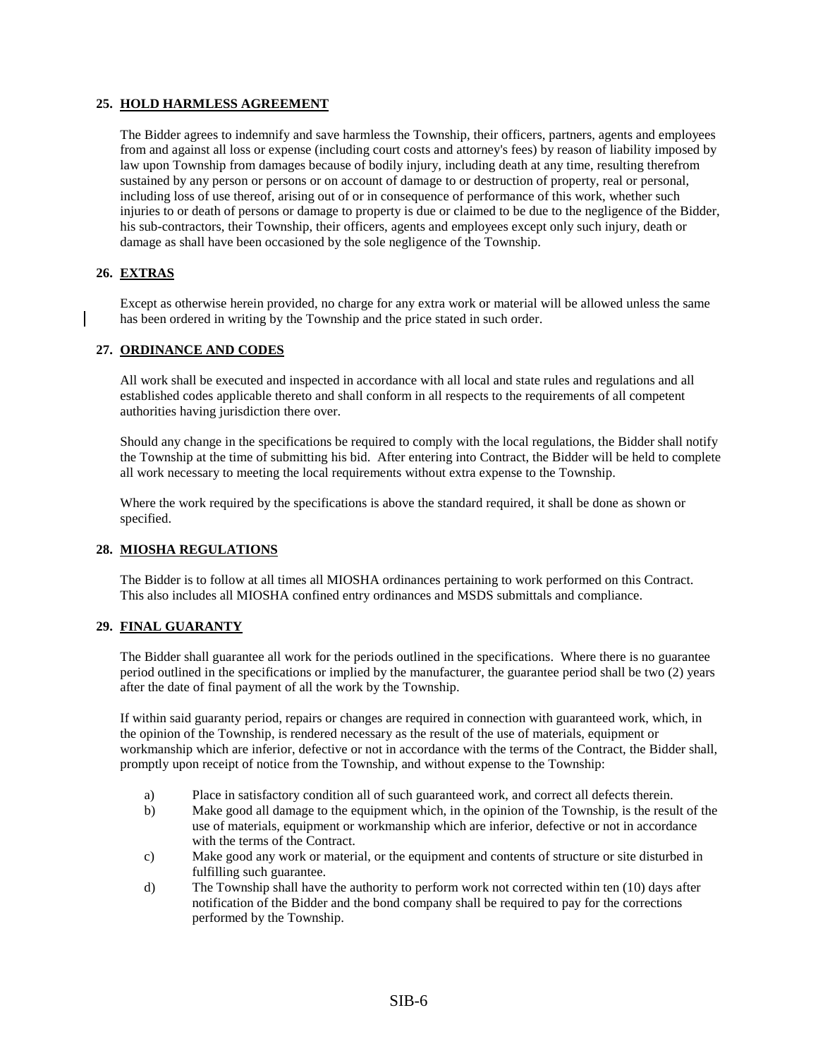## 25. HOLD HARMLESS AGREEMENT

The Bidder agrees to indemnify and save harmless the Township, their officers, partners, agents and employees from and against all loss or expense (including court costs and attorney's fees) by reason of liability imposed by law upon Township from damages because of bodily injury, including death at any time, resulting therefrom sustained by any person or persons or on account of damage to or destruction of property, real or personal, including loss of use thereof, arising out of or in consequence of performance of this work, whether such injuries to or death of persons or damage to property is due or claimed to be due to the negligence of the Bidder, his sub-contractors, their Township, their officers, agents and employees except only such injury, death or damage as shall have been occasioned by the sole negligence of the Township.

## 26. EXTRAS

Except as otherwise herein provided, no charge for any extra work or material will be allowed unless the same has been ordered in writing by the Township and the price stated in such order.

## 27. ORDINANCE AND CODES

All work shall be executed and inspected in accordance with all local and state rules and regulations and all established codes applicable thereto and shall conform in all respects to the requirements of all competent authorities having jurisdiction there over.

Should any change in the specifications be required to comply with the local regulations, the Bidder shall notify the Township at the time of submitting his bid. After entering into Contract, the Bidder will be held to complete all work necessary to meeting the local requirements without extra expense to the Township.

Where the work required by the specifications is above the standard required, it shall be done as shown or specified.

## 28. MIOSHA REGULATIONS

The Bidder is to follow at all times all MIOSHA ordinances pertaining to work performed on this Contract. This also includes all MIOSHA confined entry ordinances and MSDS submittals and compliance.

## 29. FINAL GUARANTY

The Bidder shall guarantee all work for the periods outlined in the specifications. Where there is no guarantee period outlined in the specifications or implied by the manufacturer, the guarantee period shall be two (2) years after the date of final payment of all the work by the Township.

If within said guaranty period, repairs or changes are required in connection with guaranteed work, which, in the opinion of the Township, is rendered necessary as the result of the use of materials, equipment or workmanship which are inferior, defective or not in accordance with the terms of the Contract, the Bidder shall, promptly upon receipt of notice from the Township, and without expense to the Township:

a) Place in satisfactory condition all of such guaranteed work, and correct all defects therein.

b) Make good all damage to the equipment which, in the opinion of the Township, is the result of the use of materials, equipment or workmanship which are inferior, defective or not in accordance with the terms of the Contract.

c) Make good any work or material, or the equipment and contents of structure or site disturbed in fulfilling such guarantee.

d) The Township shall have the authority to perform work not corrected within ten (10) days after notification of the Bidder and the bond company shall be required to pay for the corrections performed by the Township.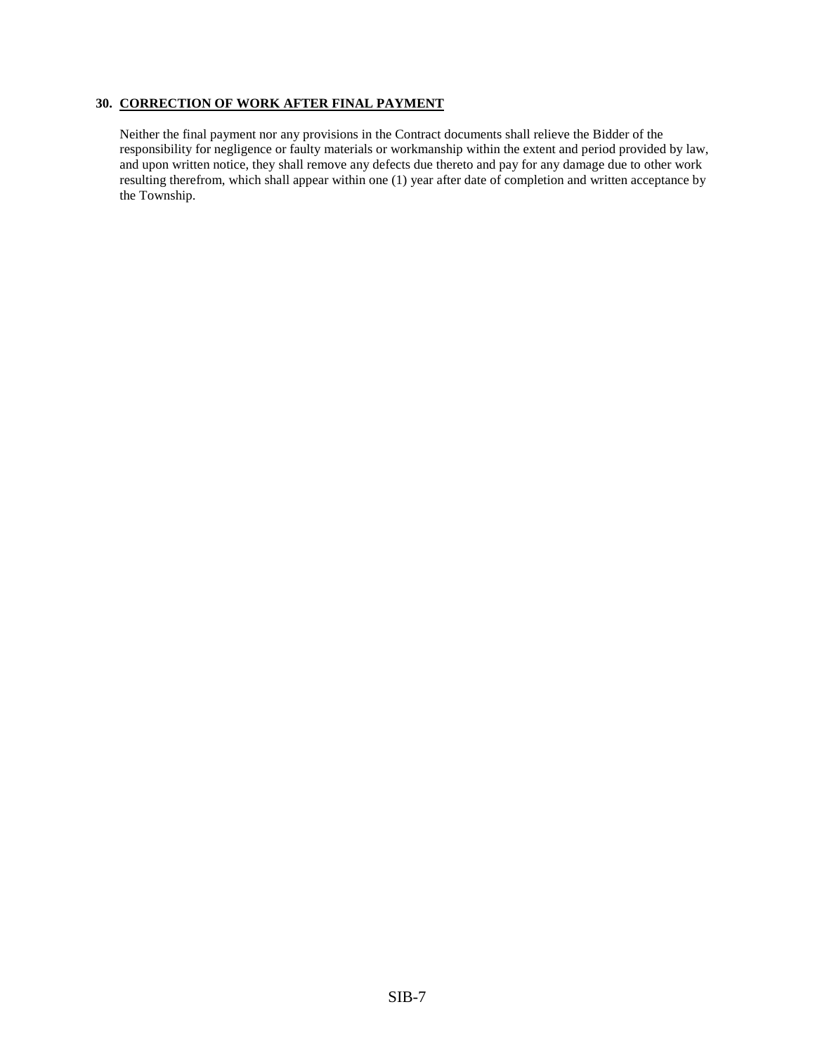## 30. CORRECTION OF WORK AFTER FINAL PAYMENT

Neither the final payment nor any provisions in the Contract documents shall relieve the Bidder of the responsibility for negligence or faulty materials or workmanship within the extent and period provided by law, and upon written notice, they shall remove any defects due thereto and pay for any damage due to other work resulting therefrom, which shall appear within one (1) year after date of completion and written acceptance by the Township.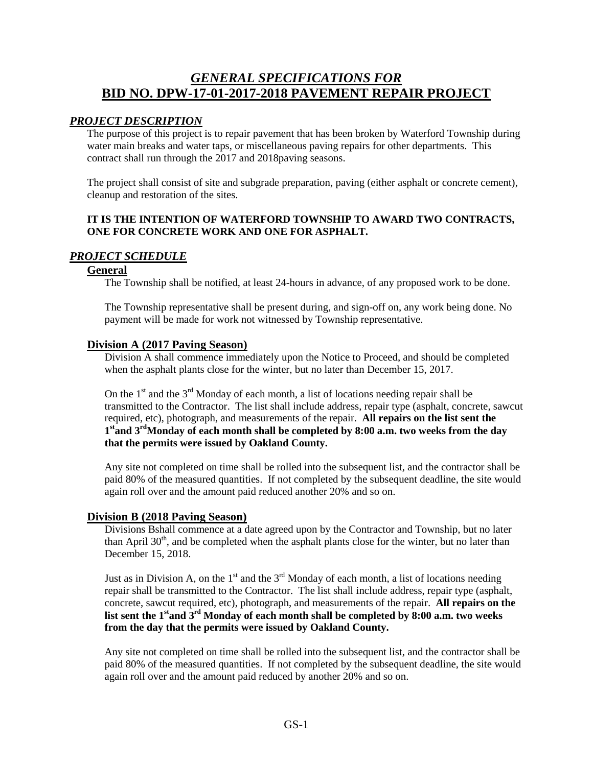# *GENERAL SPECIFICATIONS FOR*
# BID NO. DPW-17-01-2017-2018 PAVEMENT REPAIR PROJECT

## *PROJECT DESCRIPTION*

The purpose of this project is to repair pavement that has been broken by Waterford Township during water main breaks and water taps, or miscellaneous paving repairs for other departments. This contract shall run through the 2017 and 2018paving seasons.

The project shall consist of site and subgrade preparation, paving (either asphalt or concrete cement), cleanup and restoration of the sites.

**IT IS THE INTENTION OF WATERFORD TOWNSHIP TO AWARD TWO CONTRACTS, ONE FOR CONCRETE WORK AND ONE FOR ASPHALT.**

## *PROJECT SCHEDULE*

### General

The Township shall be notified, at least 24-hours in advance, of any proposed work to be done.

The Township representative shall be present during, and sign-off on, any work being done. No payment will be made for work not witnessed by Township representative.

### Division A (2017 Paving Season)

Division A shall commence immediately upon the Notice to Proceed, and should be completed when the asphalt plants close for the winter, but no later than December 15, 2017.

On the 1st and the 3rd Monday of each month, a list of locations needing repair shall be transmitted to the Contractor. The list shall include address, repair type (asphalt, concrete, sawcut required, etc), photograph, and measurements of the repair. **All repairs on the list sent the 1st and 3rd Monday of each month shall be completed by 8:00 a.m. two weeks from the day that the permits were issued by Oakland County.**

Any site not completed on time shall be rolled into the subsequent list, and the contractor shall be paid 80% of the measured quantities. If not completed by the subsequent deadline, the site would again roll over and the amount paid reduced another 20% and so on.

### Division B (2018 Paving Season)

Divisions Bshall commence at a date agreed upon by the Contractor and Township, but no later than April 30th, and be completed when the asphalt plants close for the winter, but no later than December 15, 2018.

Just as in Division A, on the 1st and the 3rd Monday of each month, a list of locations needing repair shall be transmitted to the Contractor. The list shall include address, repair type (asphalt, concrete, sawcut required, etc), photograph, and measurements of the repair. **All repairs on the list sent the 1st and 3rd Monday of each month shall be completed by 8:00 a.m. two weeks from the day that the permits were issued by Oakland County.**

Any site not completed on time shall be rolled into the subsequent list, and the contractor shall be paid 80% of the measured quantities. If not completed by the subsequent deadline, the site would again roll over and the amount paid reduced by another 20% and so on.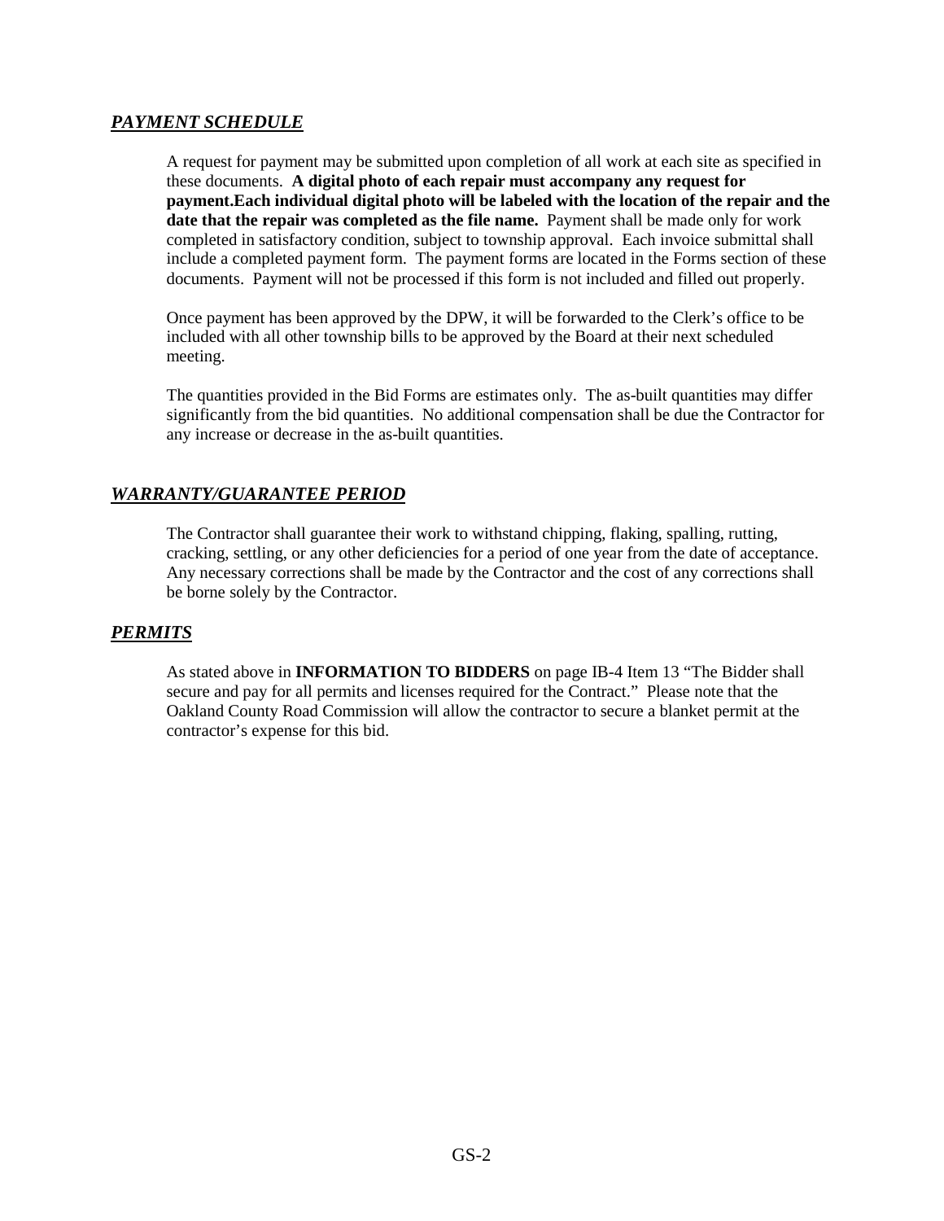## ***PAYMENT SCHEDULE***

A request for payment may be submitted upon completion of all work at each site as specified in these documents. **A digital photo of each repair must accompany any request for payment.Each individual digital photo will be labeled with the location of the repair and the date that the repair was completed as the file name.** Payment shall be made only for work completed in satisfactory condition, subject to township approval. Each invoice submittal shall include a completed payment form. The payment forms are located in the Forms section of these documents. Payment will not be processed if this form is not included and filled out properly.

Once payment has been approved by the DPW, it will be forwarded to the Clerk's office to be included with all other township bills to be approved by the Board at their next scheduled meeting.

The quantities provided in the Bid Forms are estimates only. The as-built quantities may differ significantly from the bid quantities. No additional compensation shall be due the Contractor for any increase or decrease in the as-built quantities.

## ***WARRANTY/GUARANTEE PERIOD***

The Contractor shall guarantee their work to withstand chipping, flaking, spalling, rutting, cracking, settling, or any other deficiencies for a period of one year from the date of acceptance. Any necessary corrections shall be made by the Contractor and the cost of any corrections shall be borne solely by the Contractor.

## ***PERMITS***

As stated above in **INFORMATION TO BIDDERS** on page IB-4 Item 13 "The Bidder shall secure and pay for all permits and licenses required for the Contract." Please note that the Oakland County Road Commission will allow the contractor to secure a blanket permit at the contractor's expense for this bid.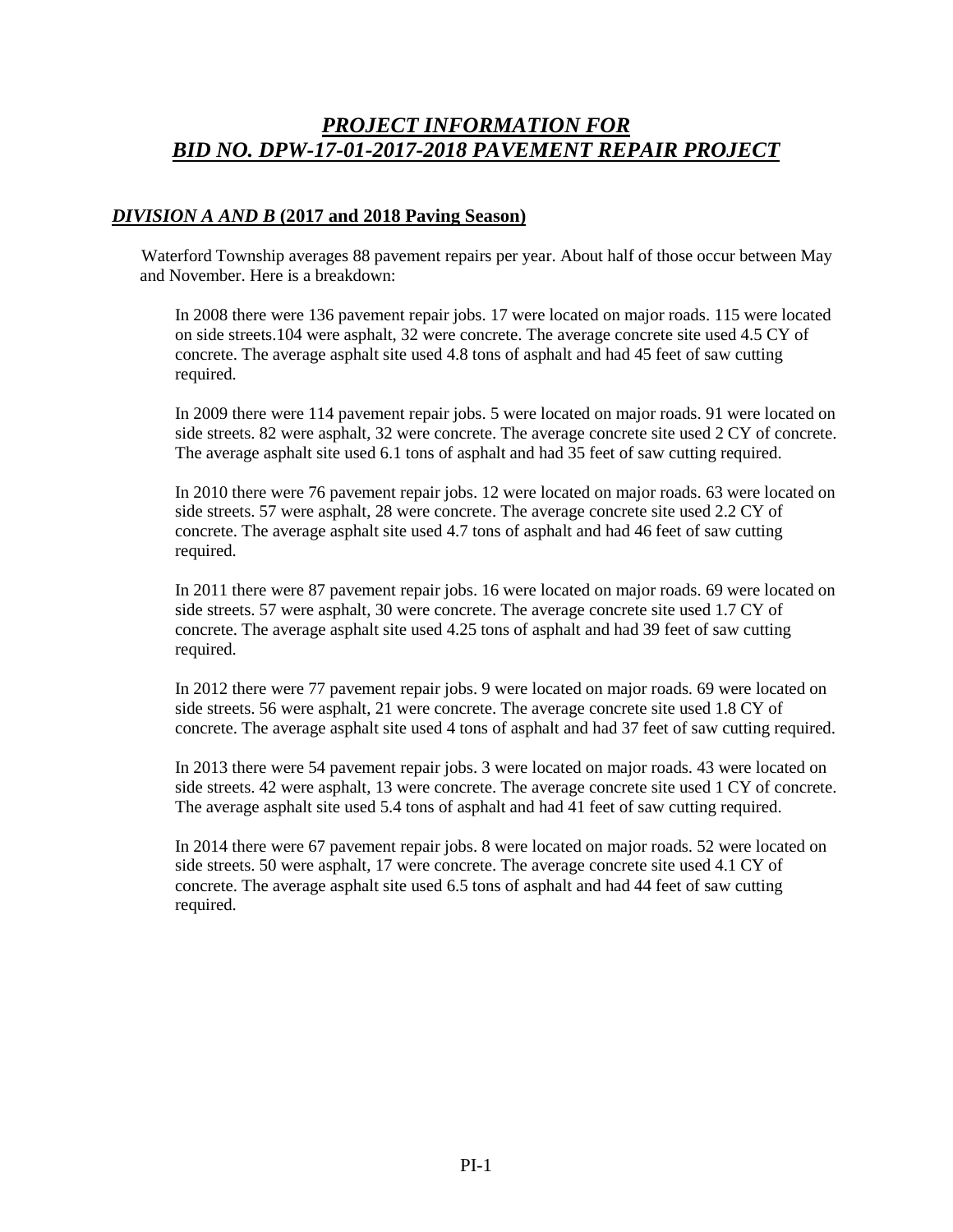# *PROJECT INFORMATION FOR* *BID NO. DPW-17-01-2017-2018 PAVEMENT REPAIR PROJECT*

## *DIVISION A AND B* (2017 and 2018 Paving Season)

Waterford Township averages 88 pavement repairs per year. About half of those occur between May and November. Here is a breakdown:

In 2008 there were 136 pavement repair jobs. 17 were located on major roads. 115 were located on side streets.104 were asphalt, 32 were concrete. The average concrete site used 4.5 CY of concrete. The average asphalt site used 4.8 tons of asphalt and had 45 feet of saw cutting required.

In 2009 there were 114 pavement repair jobs. 5 were located on major roads. 91 were located on side streets. 82 were asphalt, 32 were concrete. The average concrete site used 2 CY of concrete. The average asphalt site used 6.1 tons of asphalt and had 35 feet of saw cutting required.

In 2010 there were 76 pavement repair jobs. 12 were located on major roads. 63 were located on side streets. 57 were asphalt, 28 were concrete. The average concrete site used 2.2 CY of concrete. The average asphalt site used 4.7 tons of asphalt and had 46 feet of saw cutting required.

In 2011 there were 87 pavement repair jobs. 16 were located on major roads. 69 were located on side streets. 57 were asphalt, 30 were concrete. The average concrete site used 1.7 CY of concrete. The average asphalt site used 4.25 tons of asphalt and had 39 feet of saw cutting required.

In 2012 there were 77 pavement repair jobs. 9 were located on major roads. 69 were located on side streets. 56 were asphalt, 21 were concrete. The average concrete site used 1.8 CY of concrete. The average asphalt site used 4 tons of asphalt and had 37 feet of saw cutting required.

In 2013 there were 54 pavement repair jobs. 3 were located on major roads. 43 were located on side streets. 42 were asphalt, 13 were concrete. The average concrete site used 1 CY of concrete. The average asphalt site used 5.4 tons of asphalt and had 41 feet of saw cutting required.

In 2014 there were 67 pavement repair jobs. 8 were located on major roads. 52 were located on side streets. 50 were asphalt, 17 were concrete. The average concrete site used 4.1 CY of concrete. The average asphalt site used 6.5 tons of asphalt and had 44 feet of saw cutting required.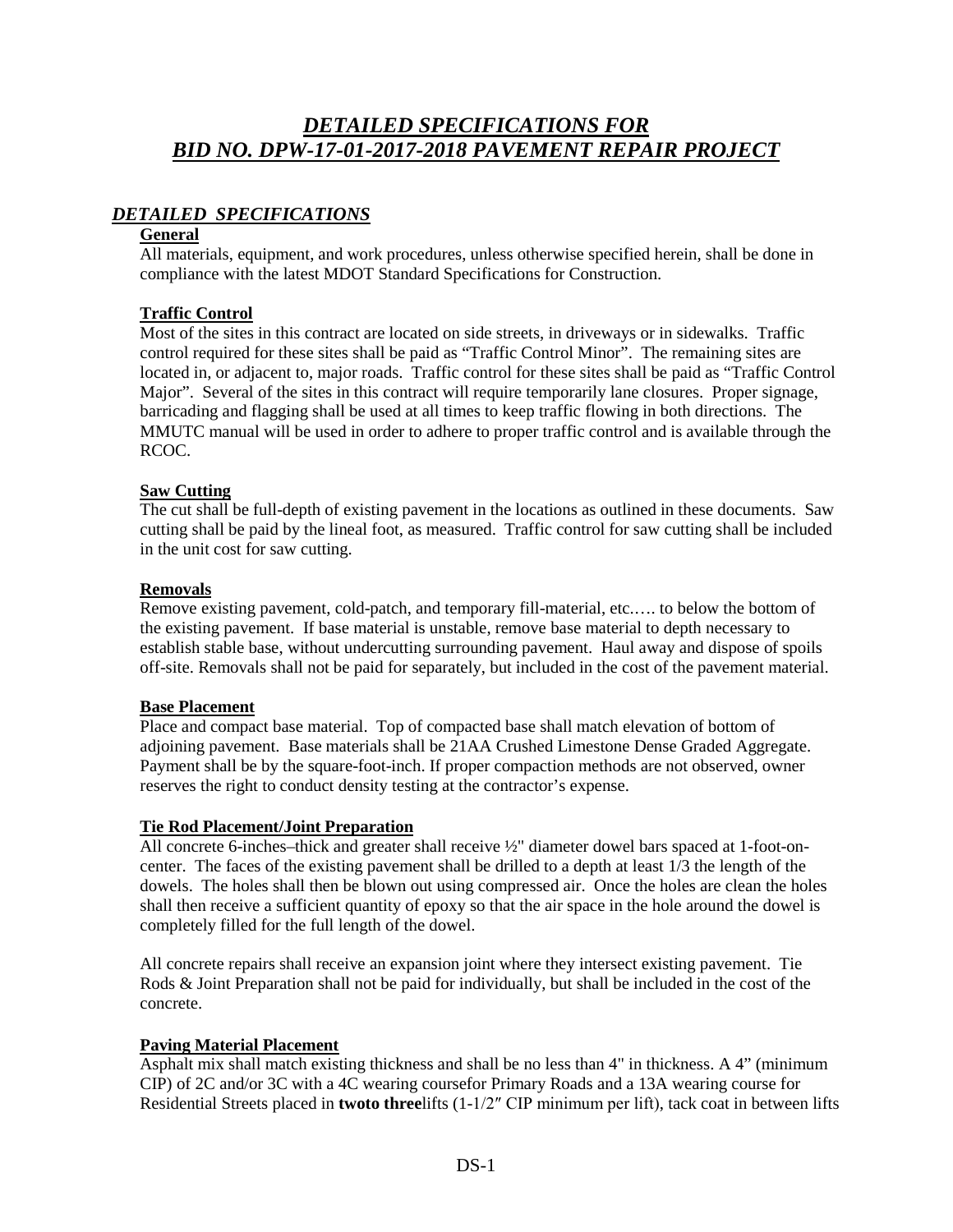# *DETAILED SPECIFICATIONS FOR BID NO. DPW-17-01-2017-2018 PAVEMENT REPAIR PROJECT*

## *DETAILED SPECIFICATIONS*

### General

All materials, equipment, and work procedures, unless otherwise specified herein, shall be done in compliance with the latest MDOT Standard Specifications for Construction.

### Traffic Control

Most of the sites in this contract are located on side streets, in driveways or in sidewalks. Traffic control required for these sites shall be paid as "Traffic Control Minor". The remaining sites are located in, or adjacent to, major roads. Traffic control for these sites shall be paid as "Traffic Control Major". Several of the sites in this contract will require temporarily lane closures. Proper signage, barricading and flagging shall be used at all times to keep traffic flowing in both directions. The MMUTC manual will be used in order to adhere to proper traffic control and is available through the RCOC.

### Saw Cutting

The cut shall be full-depth of existing pavement in the locations as outlined in these documents. Saw cutting shall be paid by the lineal foot, as measured. Traffic control for saw cutting shall be included in the unit cost for saw cutting.

### Removals

Remove existing pavement, cold-patch, and temporary fill-material, etc.…. to below the bottom of the existing pavement. If base material is unstable, remove base material to depth necessary to establish stable base, without undercutting surrounding pavement. Haul away and dispose of spoils off-site. Removals shall not be paid for separately, but included in the cost of the pavement material.

### Base Placement

Place and compact base material. Top of compacted base shall match elevation of bottom of adjoining pavement. Base materials shall be 21AA Crushed Limestone Dense Graded Aggregate. Payment shall be by the square-foot-inch. If proper compaction methods are not observed, owner reserves the right to conduct density testing at the contractor's expense.

### Tie Rod Placement/Joint Preparation

All concrete 6-inches–thick and greater shall receive ½" diameter dowel bars spaced at 1-foot-on-center. The faces of the existing pavement shall be drilled to a depth at least 1/3 the length of the dowels. The holes shall then be blown out using compressed air. Once the holes are clean the holes shall then receive a sufficient quantity of epoxy so that the air space in the hole around the dowel is completely filled for the full length of the dowel.

All concrete repairs shall receive an expansion joint where they intersect existing pavement. Tie Rods & Joint Preparation shall not be paid for individually, but shall be included in the cost of the concrete.

### Paving Material Placement

Asphalt mix shall match existing thickness and shall be no less than 4" in thickness. A 4" (minimum CIP) of 2C and/or 3C with a 4C wearing coursefor Primary Roads and a 13A wearing course for Residential Streets placed in **twoto three**lifts (1-1/2″ CIP minimum per lift), tack coat in between lifts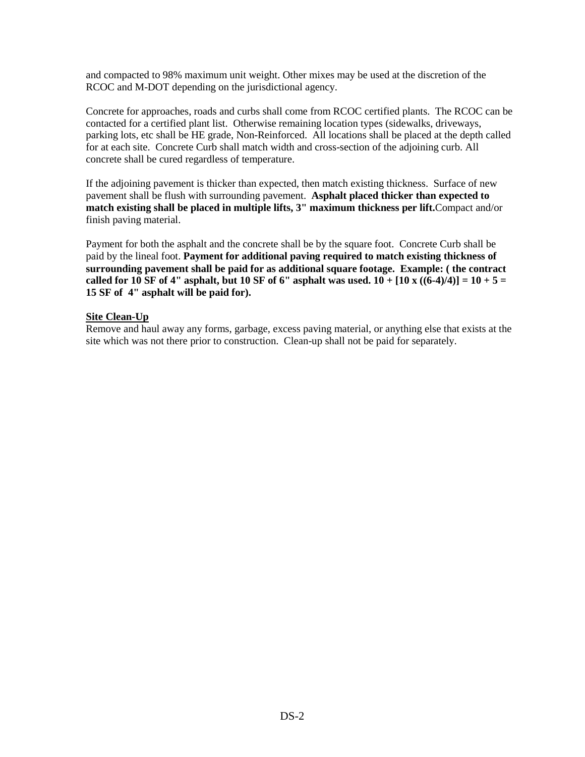and compacted to 98% maximum unit weight. Other mixes may be used at the discretion of the RCOC and M-DOT depending on the jurisdictional agency.

Concrete for approaches, roads and curbs shall come from RCOC certified plants. The RCOC can be contacted for a certified plant list. Otherwise remaining location types (sidewalks, driveways, parking lots, etc shall be HE grade, Non-Reinforced. All locations shall be placed at the depth called for at each site. Concrete Curb shall match width and cross-section of the adjoining curb. All concrete shall be cured regardless of temperature.

If the adjoining pavement is thicker than expected, then match existing thickness. Surface of new pavement shall be flush with surrounding pavement. **Asphalt placed thicker than expected to match existing shall be placed in multiple lifts, 3" maximum thickness per lift.**Compact and/or finish paving material.

Payment for both the asphalt and the concrete shall be by the square foot. Concrete Curb shall be paid by the lineal foot. **Payment for additional paving required to match existing thickness of surrounding pavement shall be paid for as additional square footage. Example: ( the contract called for 10 SF of 4" asphalt, but 10 SF of 6" asphalt was used. 10 + [10 x ((6-4)/4)] = 10 + 5 = 15 SF of 4" asphalt will be paid for).**

**<u>Site Clean-Up</u>**

Remove and haul away any forms, garbage, excess paving material, or anything else that exists at the site which was not there prior to construction. Clean-up shall not be paid for separately.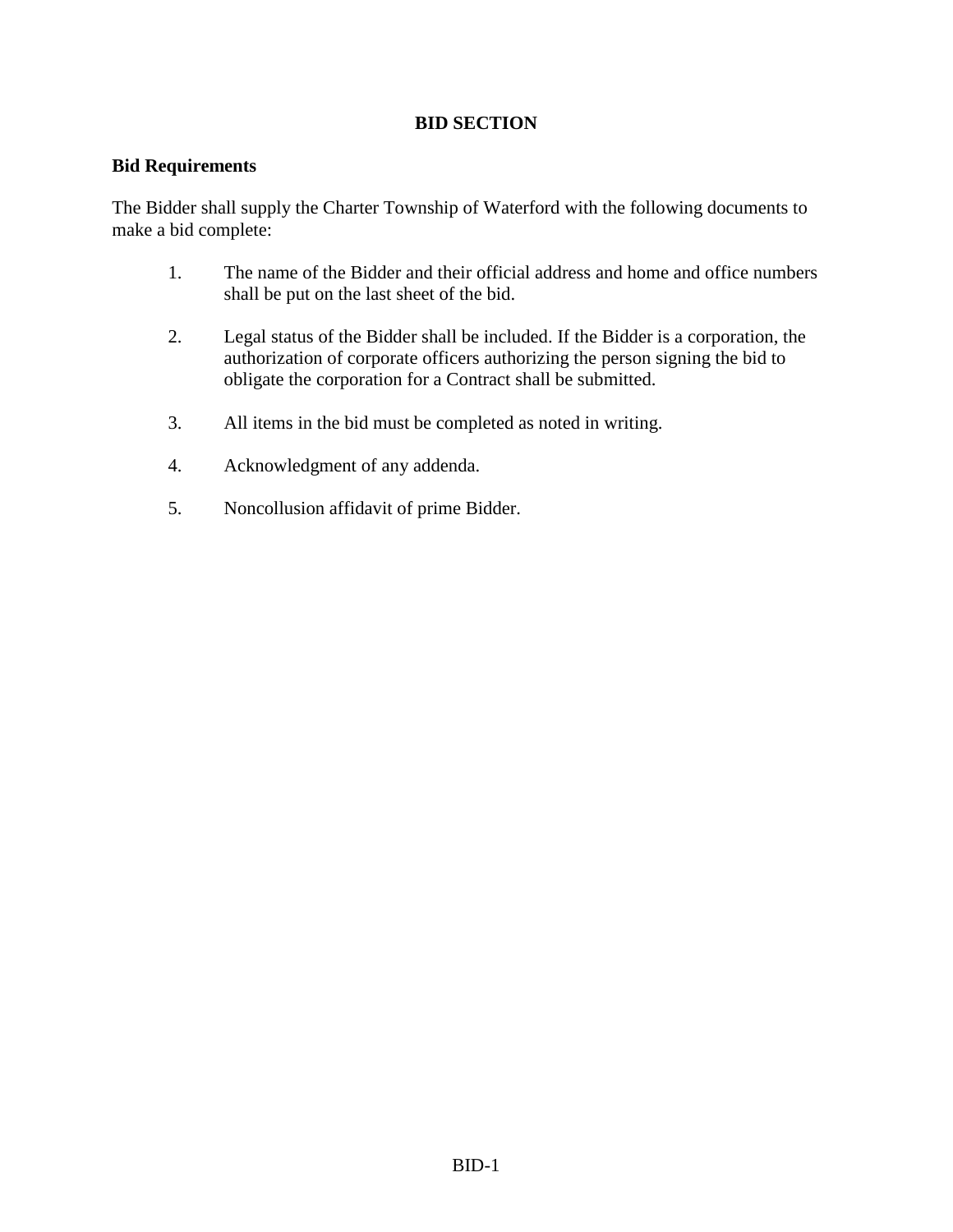# BID SECTION

## Bid Requirements

The Bidder shall supply the Charter Township of Waterford with the following documents to make a bid complete:

1. The name of the Bidder and their official address and home and office numbers shall be put on the last sheet of the bid.

2. Legal status of the Bidder shall be included. If the Bidder is a corporation, the authorization of corporate officers authorizing the person signing the bid to obligate the corporation for a Contract shall be submitted.

3. All items in the bid must be completed as noted in writing.

4. Acknowledgment of any addenda.

5. Noncollusion affidavit of prime Bidder.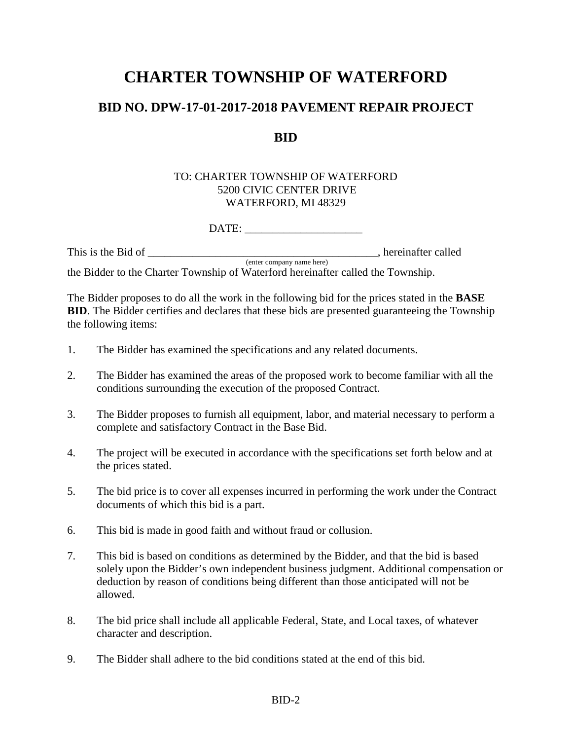# CHARTER TOWNSHIP OF WATERFORD

## BID NO. DPW-17-01-2017-2018 PAVEMENT REPAIR PROJECT

## BID

TO: CHARTER TOWNSHIP OF WATERFORD
5200 CIVIC CENTER DRIVE
WATERFORD, MI 48329

DATE: ______________________

This is the Bid of ___________________________________________, hereinafter called
(enter company name here)
the Bidder to the Charter Township of Waterford hereinafter called the Township.

The Bidder proposes to do all the work in the following bid for the prices stated in the **BASE BID**. The Bidder certifies and declares that these bids are presented guaranteeing the Township the following items:

1. The Bidder has examined the specifications and any related documents.

2. The Bidder has examined the areas of the proposed work to become familiar with all the conditions surrounding the execution of the proposed Contract.

3. The Bidder proposes to furnish all equipment, labor, and material necessary to perform a complete and satisfactory Contract in the Base Bid.

4. The project will be executed in accordance with the specifications set forth below and at the prices stated.

5. The bid price is to cover all expenses incurred in performing the work under the Contract documents of which this bid is a part.

6. This bid is made in good faith and without fraud or collusion.

7. This bid is based on conditions as determined by the Bidder, and that the bid is based solely upon the Bidder's own independent business judgment. Additional compensation or deduction by reason of conditions being different than those anticipated will not be allowed.

8. The bid price shall include all applicable Federal, State, and Local taxes, of whatever character and description.

9. The Bidder shall adhere to the bid conditions stated at the end of this bid.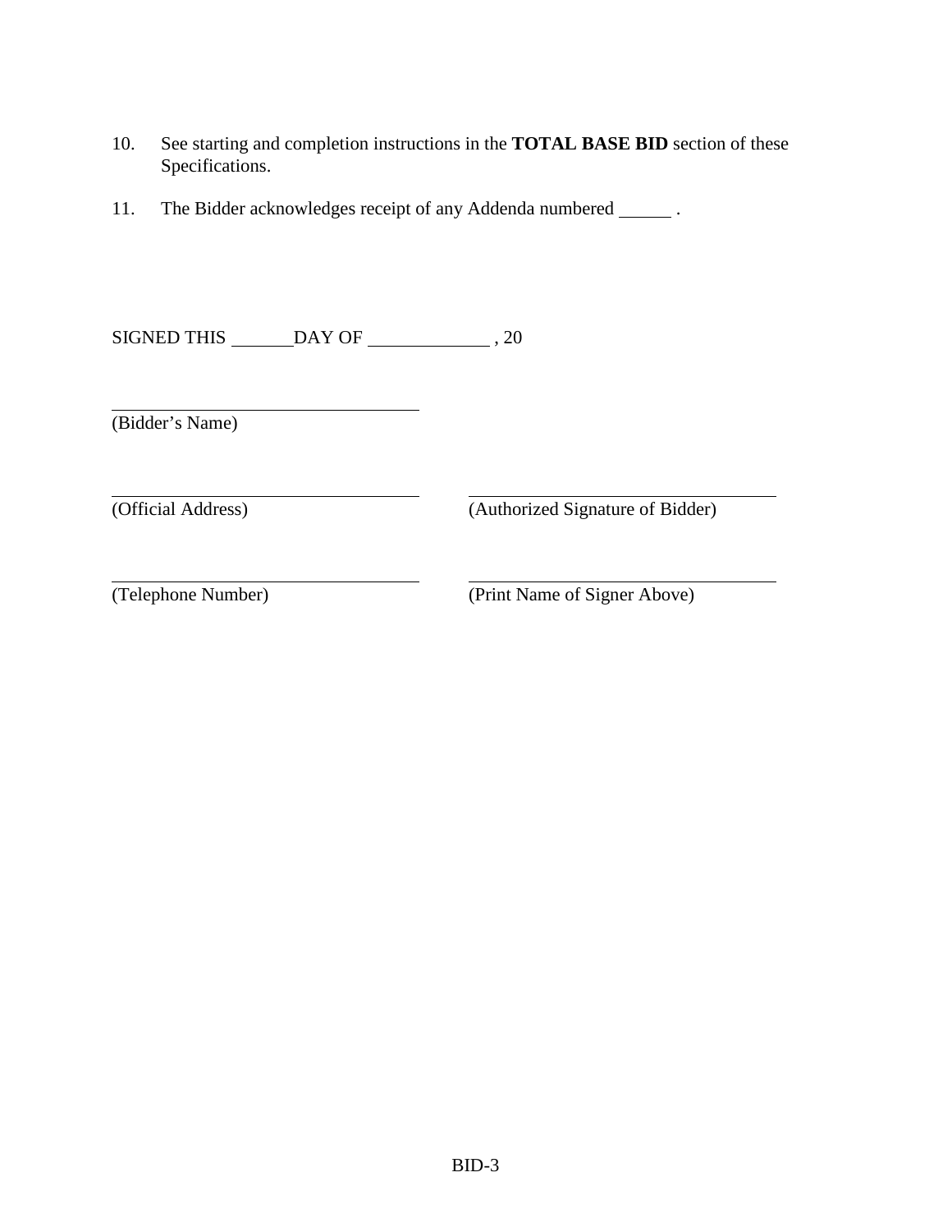10. See starting and completion instructions in the **TOTAL BASE BID** section of these Specifications.

11. The Bidder acknowledges receipt of any Addenda numbered ______ .

SIGNED THIS ______ DAY OF ____________ , 20

______________________________
(Bidder's Name)

| | |
|---|---|
| ______________________________ | ______________________________ |
| (Official Address) | (Authorized Signature of Bidder) |
| ______________________________ | ______________________________ |
| (Telephone Number) | (Print Name of Signer Above) |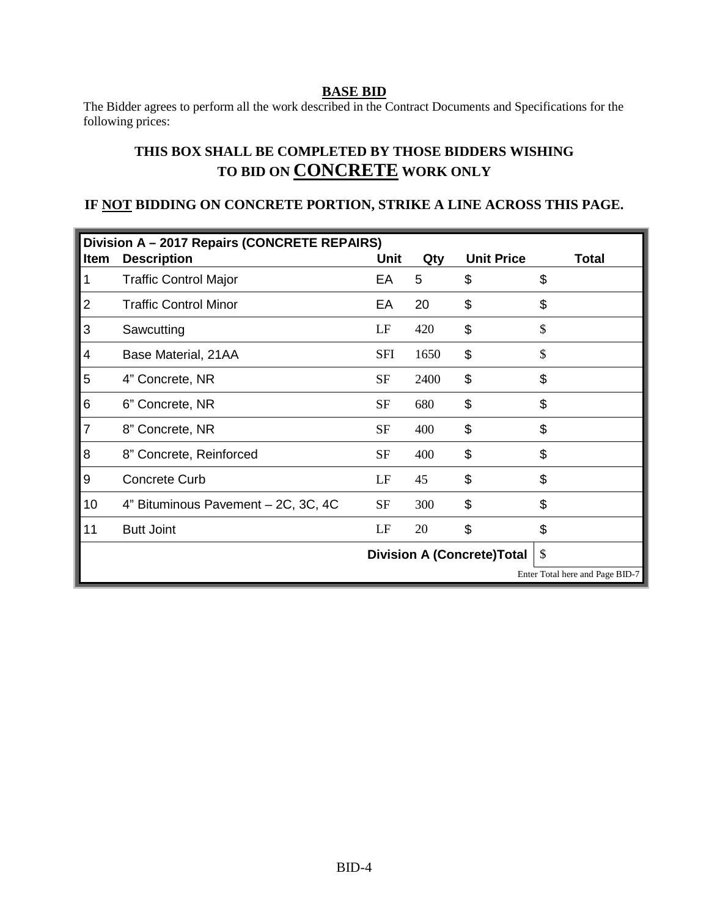## BASE BID

The Bidder agrees to perform all the work described in the Contract Documents and Specifications for the following prices:

### THIS BOX SHALL BE COMPLETED BY THOSE BIDDERS WISHING TO BID ON CONCRETE WORK ONLY

### IF NOT BIDDING ON CONCRETE PORTION, STRIKE A LINE ACROSS THIS PAGE.

| Division A – 2017 Repairs (CONCRETE REPAIRS) | | | | | |
|---|---|---|---|---|---|
| **Item** | **Description** | **Unit** | **Qty** | **Unit Price** | **Total** |
| 1 | Traffic Control Major | EA | 5 | $ | $ |
| 2 | Traffic Control Minor | EA | 20 | $ | $ |
| 3 | Sawcutting | LF | 420 | $ | $ |
| 4 | Base Material, 21AA | SFI | 1650 | $ | $ |
| 5 | 4" Concrete, NR | SF | 2400 | $ | $ |
| 6 | 6" Concrete, NR | SF | 680 | $ | $ |
| 7 | 8" Concrete, NR | SF | 400 | $ | $ |
| 8 | 8" Concrete, Reinforced | SF | 400 | $ | $ |
| 9 | Concrete Curb | LF | 45 | $ | $ |
| 10 | 4" Bituminous Pavement – 2C, 3C, 4C | SF | 300 | $ | $ |
| 11 | Butt Joint | LF | 20 | $ | $ |
| | | | | **Division A (Concrete)Total** | $ |
| | | | | | Enter Total here and Page BID-7 |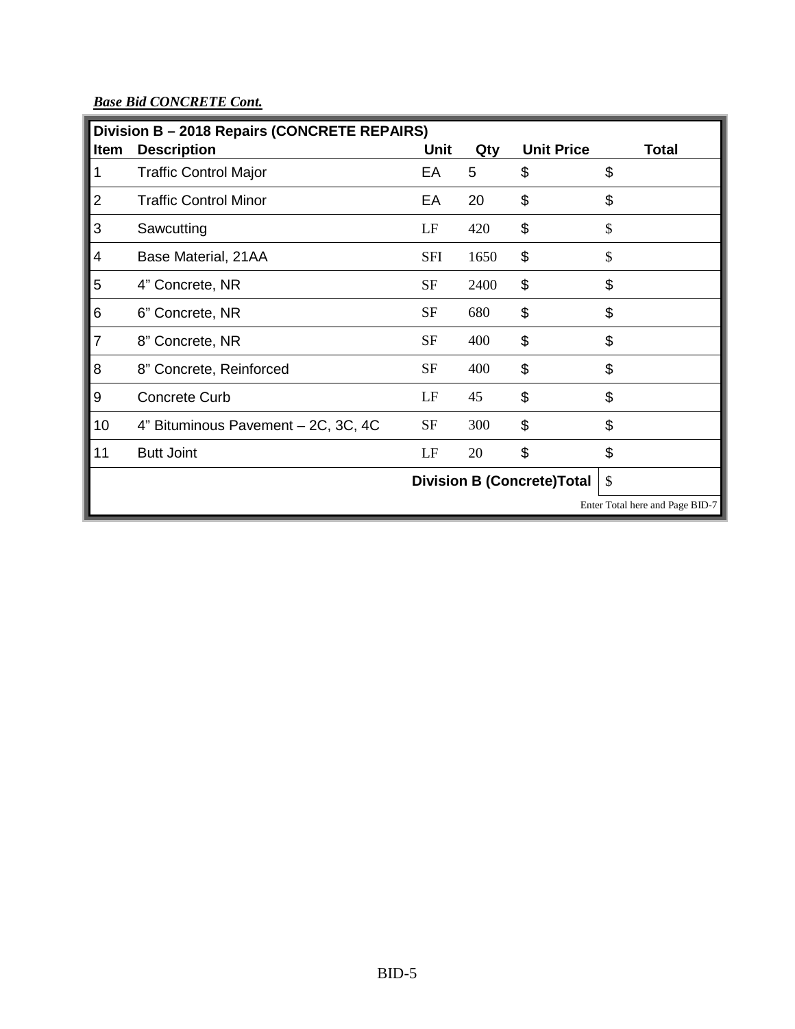***Base Bid CONCRETE Cont.***

| Division B – 2018 Repairs (CONCRETE REPAIRS) | | | | | |
|---|---|---|---|---|---|
| **Item** | **Description** | **Unit** | **Qty** | **Unit Price** | **Total** |
| 1 | Traffic Control Major | EA | 5 | $ | $ |
| 2 | Traffic Control Minor | EA | 20 | $ | $ |
| 3 | Sawcutting | LF | 420 | $ | $ |
| 4 | Base Material, 21AA | SFI | 1650 | $ | $ |
| 5 | 4” Concrete, NR | SF | 2400 | $ | $ |
| 6 | 6” Concrete, NR | SF | 680 | $ | $ |
| 7 | 8” Concrete, NR | SF | 400 | $ | $ |
| 8 | 8” Concrete, Reinforced | SF | 400 | $ | $ |
| 9 | Concrete Curb | LF | 45 | $ | $ |
| 10 | 4” Bituminous Pavement – 2C, 3C, 4C | SF | 300 | $ | $ |
| 11 | Butt Joint | LF | 20 | $ | $ |
| | | **Division B (Concrete)Total** | | | $ |
| | | | | | Enter Total here and Page BID-7 |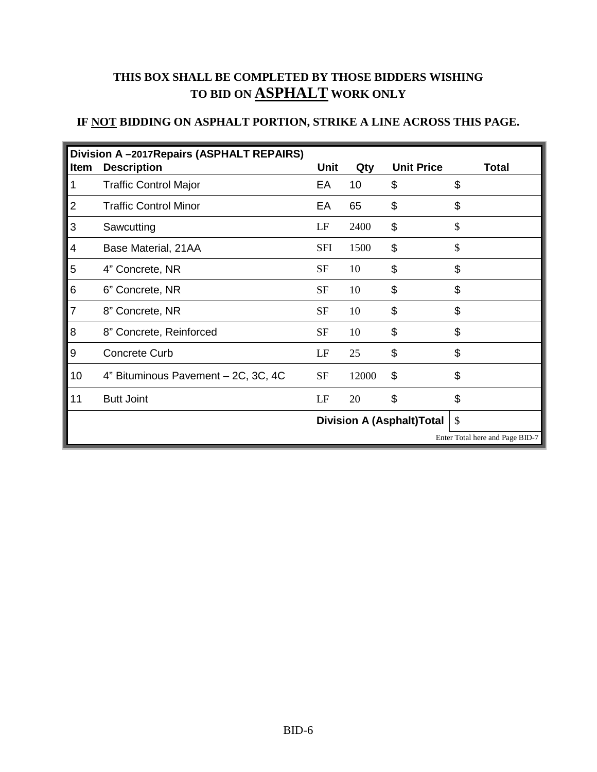**THIS BOX SHALL BE COMPLETED BY THOSE BIDDERS WISHING TO BID ON ASPHALT WORK ONLY**

**IF NOT BIDDING ON ASPHALT PORTION, STRIKE A LINE ACROSS THIS PAGE.**

| **Division A –2017Repairs (ASPHALT REPAIRS)** | | | | | |
|---|---|---|---|---|---|
| **Item** | **Description** | **Unit** | **Qty** | **Unit Price** | **Total** |
| 1 | Traffic Control Major | EA | 10 | $ | $ |
| 2 | Traffic Control Minor | EA | 65 | $ | $ |
| 3 | Sawcutting | LF | 2400 | $ | $ |
| 4 | Base Material, 21AA | SFI | 1500 | $ | $ |
| 5 | 4" Concrete, NR | SF | 10 | $ | $ |
| 6 | 6" Concrete, NR | SF | 10 | $ | $ |
| 7 | 8" Concrete, NR | SF | 10 | $ | $ |
| 8 | 8" Concrete, Reinforced | SF | 10 | $ | $ |
| 9 | Concrete Curb | LF | 25 | $ | $ |
| 10 | 4" Bituminous Pavement – 2C, 3C, 4C | SF | 12000 | $ | $ |
| 11 | Butt Joint | LF | 20 | $ | $ |
| | | **Division A (Asphalt)Total** | | | $ |
| | | | | | Enter Total here and Page BID-7 |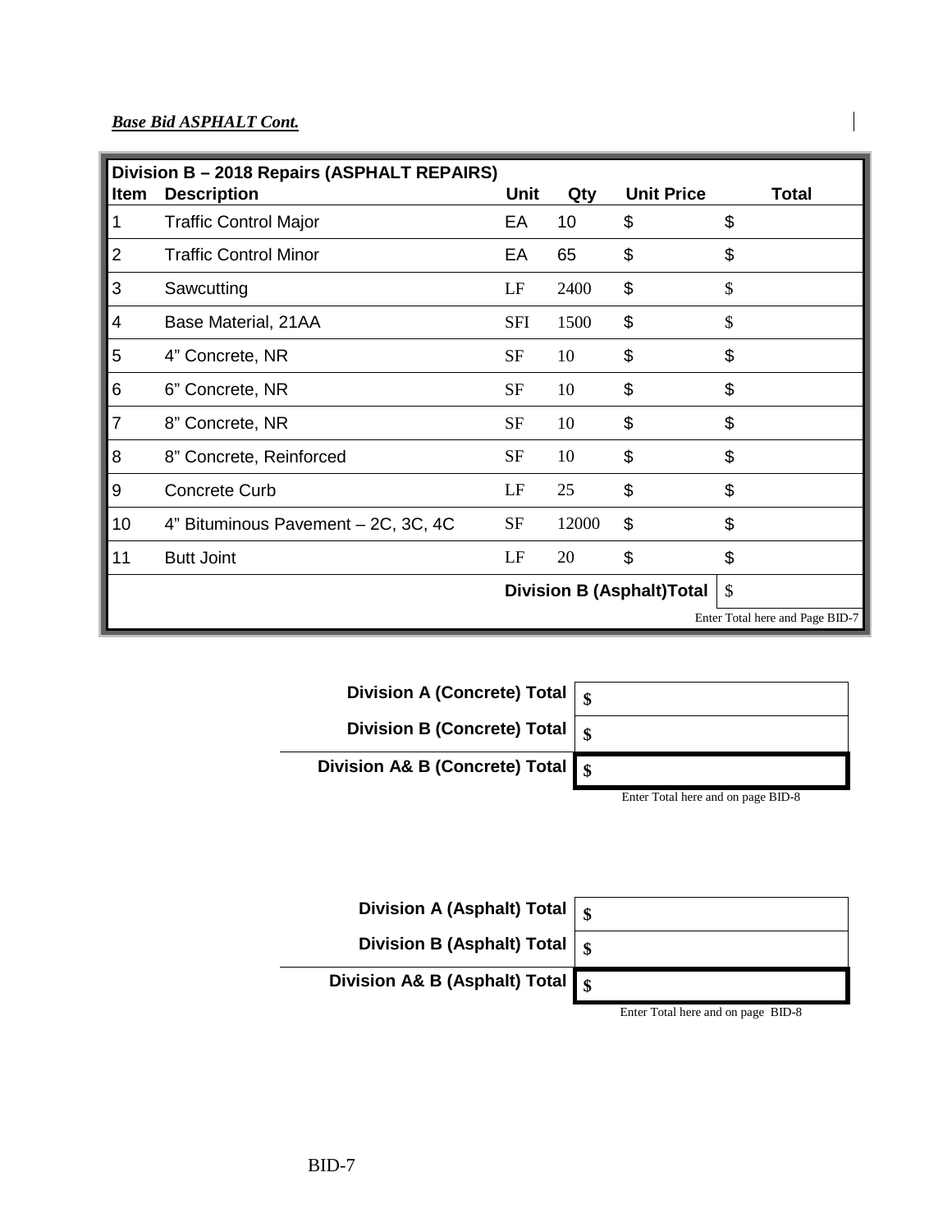***Base Bid ASPHALT Cont.***

| Division B – 2018 Repairs (ASPHALT REPAIRS) | | | | | |
|---|---|---|---|---|---|
| **Item** | **Description** | **Unit** | **Qty** | **Unit Price** | **Total** |
| 1 | Traffic Control Major | EA | 10 | $ | $ |
| 2 | Traffic Control Minor | EA | 65 | $ | $ |
| 3 | Sawcutting | LF | 2400 | $ | $ |
| 4 | Base Material, 21AA | SFI | 1500 | $ | $ |
| 5 | 4" Concrete, NR | SF | 10 | $ | $ |
| 6 | 6" Concrete, NR | SF | 10 | $ | $ |
| 7 | 8" Concrete, NR | SF | 10 | $ | $ |
| 8 | 8" Concrete, Reinforced | SF | 10 | $ | $ |
| 9 | Concrete Curb | LF | 25 | $ | $ |
| 10 | 4" Bituminous Pavement – 2C, 3C, 4C | SF | 12000 | $ | $ |
| 11 | Butt Joint | LF | 20 | $ | $ |
| | | | **Division B (Asphalt)Total** | | $ |

Enter Total here and Page BID-7

| | |
|---|---|
| **Division A (Concrete) Total** | **$** |
| **Division B (Concrete) Total** | **$** |
| **Division A& B (Concrete) Total** | **$** |

Enter Total here and on page BID-8

| | |
|---|---|
| **Division A (Asphalt) Total** | **$** |
| **Division B (Asphalt) Total** | **$** |
| **Division A& B (Asphalt) Total** | **$** |

Enter Total here and on page BID-8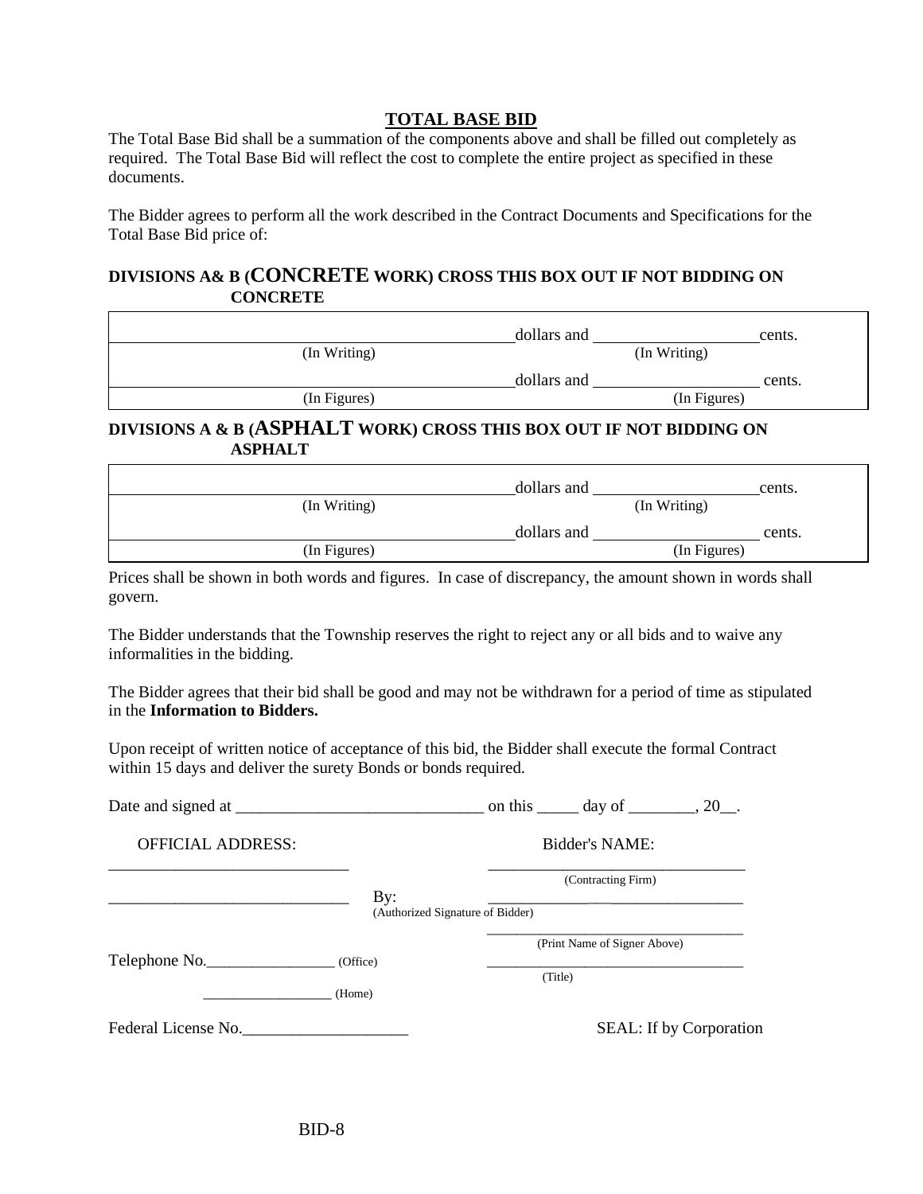## TOTAL BASE BID

The Total Base Bid shall be a summation of the components above and shall be filled out completely as required. The Total Base Bid will reflect the cost to complete the entire project as specified in these documents.

The Bidder agrees to perform all the work described in the Contract Documents and Specifications for the Total Base Bid price of:

**DIVISIONS A& B (CONCRETE WORK) CROSS THIS BOX OUT IF NOT BIDDING ON CONCRETE**

______________________________ dollars and ____________________ cents.
(In Writing) (In Writing)

______________________________ dollars and ____________________ cents.
(In Figures) (In Figures)

**DIVISIONS A & B (ASPHALT WORK) CROSS THIS BOX OUT IF NOT BIDDING ON ASPHALT**

______________________________ dollars and ____________________ cents.
(In Writing) (In Writing)

______________________________ dollars and ____________________ cents.
(In Figures) (In Figures)

Prices shall be shown in both words and figures. In case of discrepancy, the amount shown in words shall govern.

The Bidder understands that the Township reserves the right to reject any or all bids and to waive any informalities in the bidding.

The Bidder agrees that their bid shall be good and may not be withdrawn for a period of time as stipulated in the **Information to Bidders.**

Upon receipt of written notice of acceptance of this bid, the Bidder shall execute the formal Contract within 15 days and deliver the surety Bonds or bonds required.

Date and signed at ______________________________ on this _____ day of ________, 20__.

OFFICIAL ADDRESS: Bidder's NAME:

______________________________ ________________________________
(Contracting Firm)

______________________________ By: ________________________________
(Authorized Signature of Bidder)

________________________________
(Print Name of Signer Above)

Telephone No.________________ (Office) ________________________________
(Title)

__________________ (Home)

Federal License No.____________________ SEAL: If by Corporation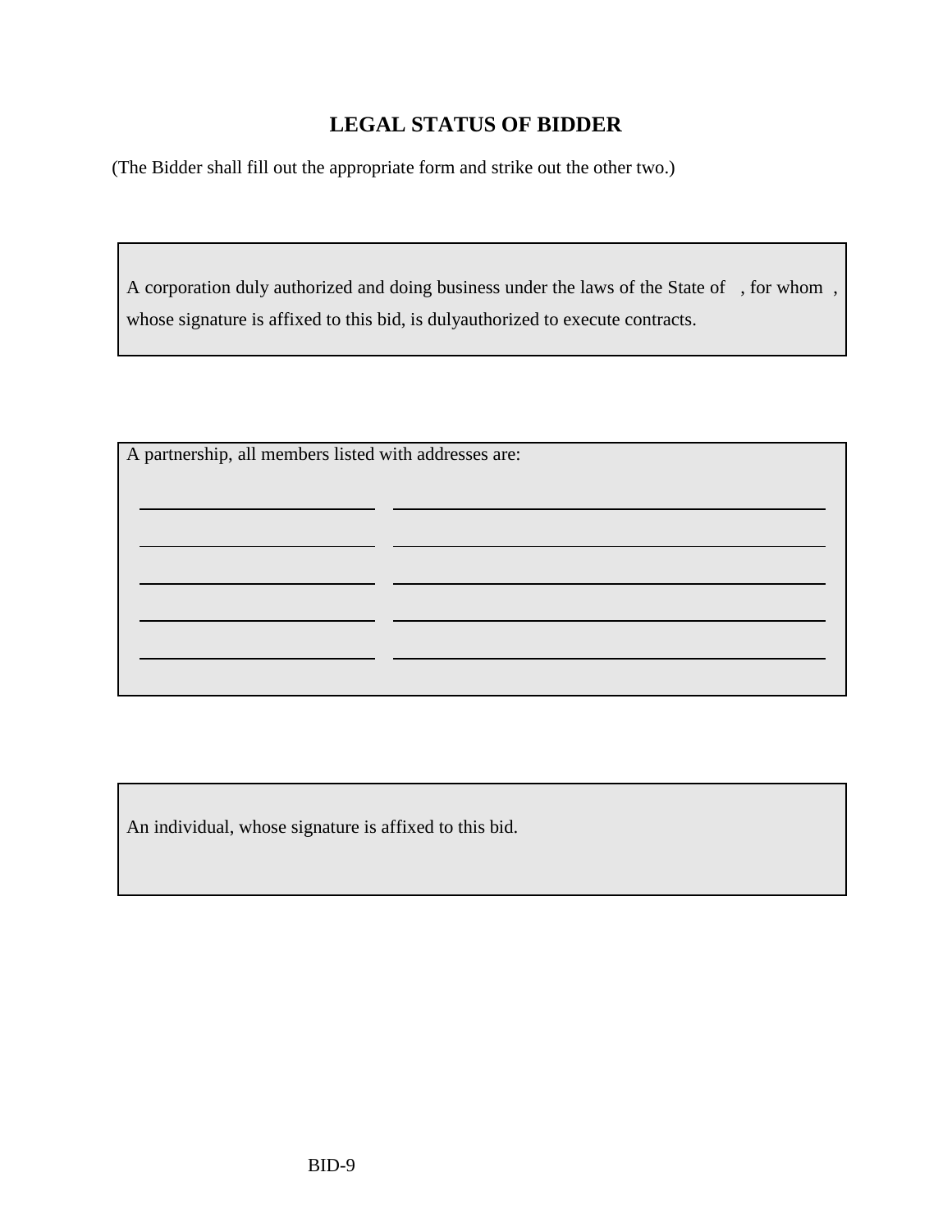# LEGAL STATUS OF BIDDER

(The Bidder shall fill out the appropriate form and strike out the other two.)

A corporation duly authorized and doing business under the laws of the State of , for whom , whose signature is affixed to this bid, is dulyauthorized to execute contracts.

A partnership, all members listed with addresses are:

| | |
|---|---|
| | |
| | |
| | |
| | |
| | |

An individual, whose signature is affixed to this bid.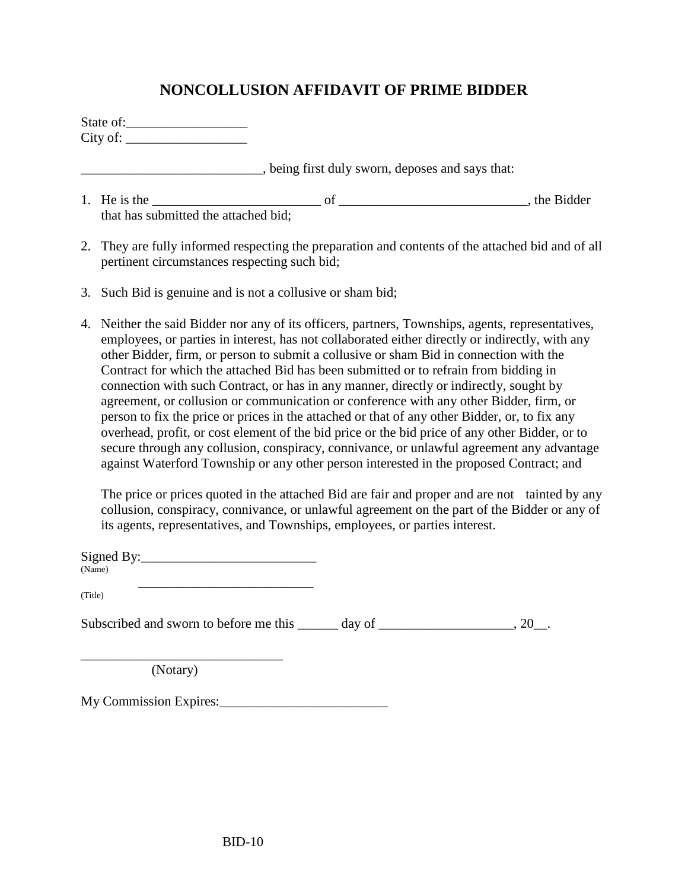# NONCOLLUSION AFFIDAVIT OF PRIME BIDDER

State of:_________________
City of: _________________

__________________________, being first duly sworn, deposes and says that:

1. He is the ________________________ of ___________________________, the Bidder that has submitted the attached bid;

2. They are fully informed respecting the preparation and contents of the attached bid and of all pertinent circumstances respecting such bid;

3. Such Bid is genuine and is not a collusive or sham bid;

4. Neither the said Bidder nor any of its officers, partners, Townships, agents, representatives, employees, or parties in interest, has not collaborated either directly or indirectly, with any other Bidder, firm, or person to submit a collusive or sham Bid in connection with the Contract for which the attached Bid has been submitted or to refrain from bidding in connection with such Contract, or has in any manner, directly or indirectly, sought by agreement, or collusion or communication or conference with any other Bidder, firm, or person to fix the price or prices in the attached or that of any other Bidder, or, to fix any overhead, profit, or cost element of the bid price or the bid price of any other Bidder, or to secure through any collusion, conspiracy, connivance, or unlawful agreement any advantage against Waterford Township or any other person interested in the proposed Contract; and

   The price or prices quoted in the attached Bid are fair and proper and are not tainted by any collusion, conspiracy, connivance, or unlawful agreement on the part of the Bidder or any of its agents, representatives, and Townships, employees, or parties interest.

Signed By:_________________________
(Name)

_________________________
(Title)

Subscribed and sworn to before me this ______ day of ____________________, 20__.

_____________________________
(Notary)

My Commission Expires:________________________

BID-10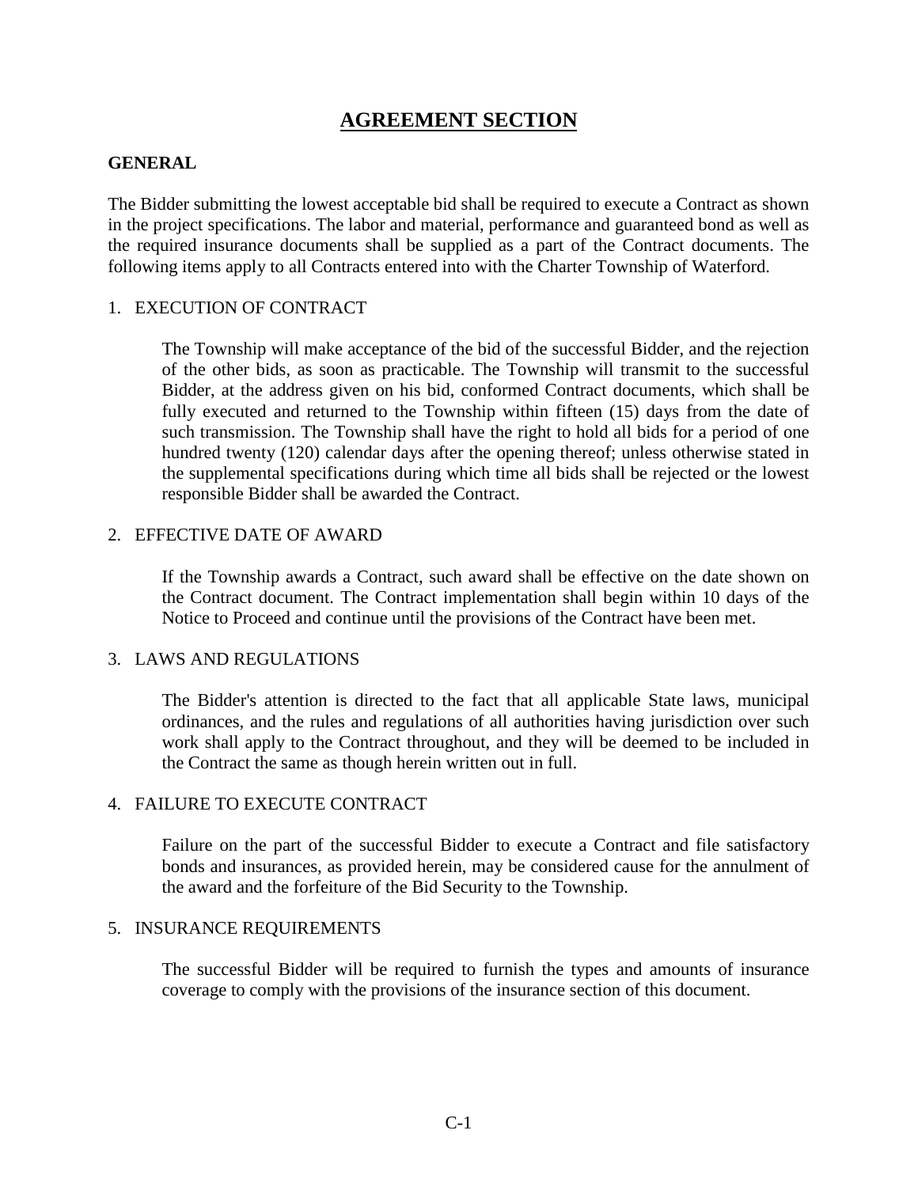# AGREEMENT SECTION

**GENERAL**

The Bidder submitting the lowest acceptable bid shall be required to execute a Contract as shown in the project specifications. The labor and material, performance and guaranteed bond as well as the required insurance documents shall be supplied as a part of the Contract documents. The following items apply to all Contracts entered into with the Charter Township of Waterford.

1. EXECUTION OF CONTRACT

   The Township will make acceptance of the bid of the successful Bidder, and the rejection of the other bids, as soon as practicable. The Township will transmit to the successful Bidder, at the address given on his bid, conformed Contract documents, which shall be fully executed and returned to the Township within fifteen (15) days from the date of such transmission. The Township shall have the right to hold all bids for a period of one hundred twenty (120) calendar days after the opening thereof; unless otherwise stated in the supplemental specifications during which time all bids shall be rejected or the lowest responsible Bidder shall be awarded the Contract.

2. EFFECTIVE DATE OF AWARD

   If the Township awards a Contract, such award shall be effective on the date shown on the Contract document. The Contract implementation shall begin within 10 days of the Notice to Proceed and continue until the provisions of the Contract have been met.

3. LAWS AND REGULATIONS

   The Bidder's attention is directed to the fact that all applicable State laws, municipal ordinances, and the rules and regulations of all authorities having jurisdiction over such work shall apply to the Contract throughout, and they will be deemed to be included in the Contract the same as though herein written out in full.

4. FAILURE TO EXECUTE CONTRACT

   Failure on the part of the successful Bidder to execute a Contract and file satisfactory bonds and insurances, as provided herein, may be considered cause for the annulment of the award and the forfeiture of the Bid Security to the Township.

5. INSURANCE REQUIREMENTS

   The successful Bidder will be required to furnish the types and amounts of insurance coverage to comply with the provisions of the insurance section of this document.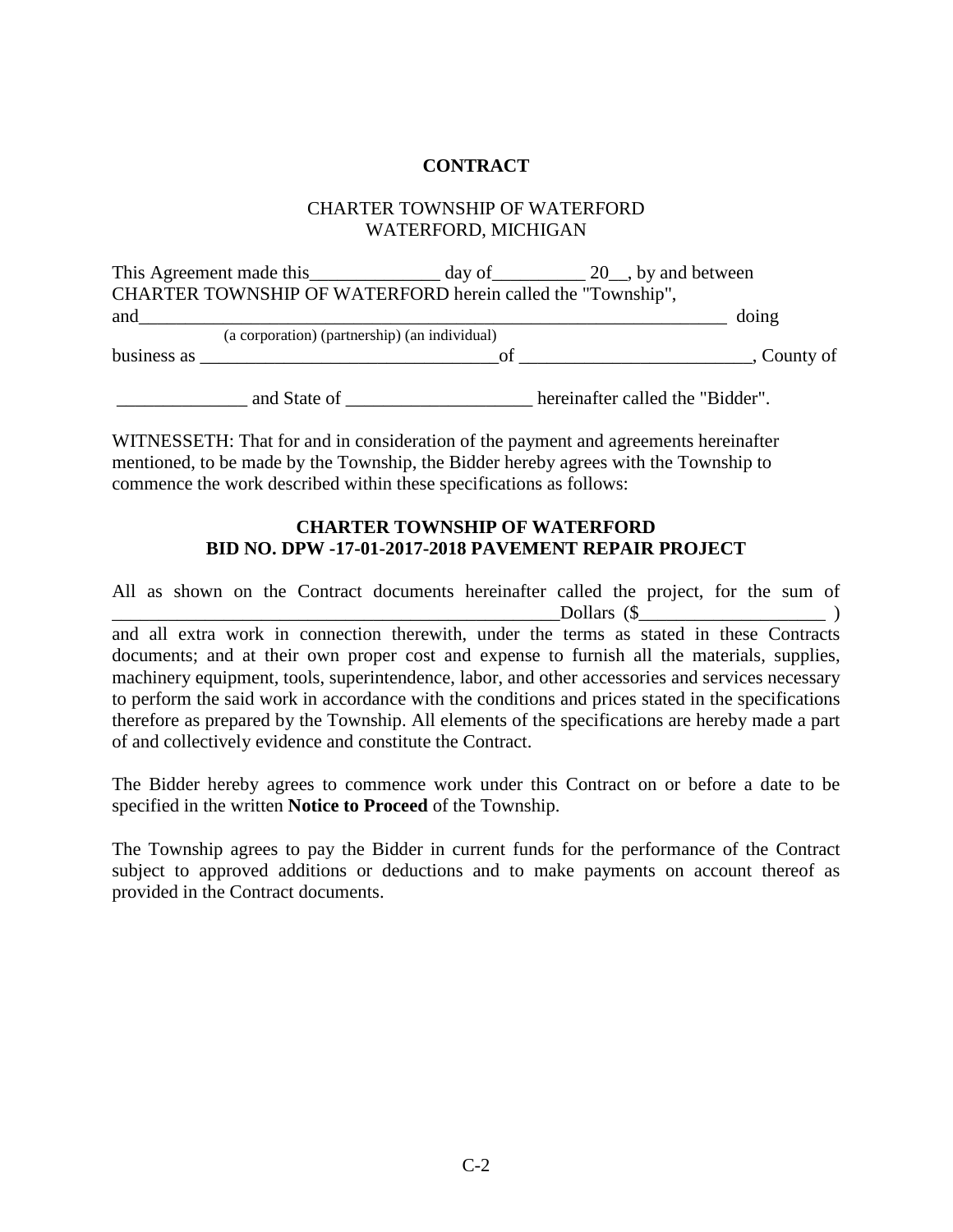**CONTRACT**

CHARTER TOWNSHIP OF WATERFORD
WATERFORD, MICHIGAN

This Agreement made this______________ day of__________ 20__, by and between CHARTER TOWNSHIP OF WATERFORD herein called the "Township", and_________________________________________________________________ doing
(a corporation) (partnership) (an individual)
business as _________________________________of _________________________, County of

______________ and State of ____________________ hereinafter called the "Bidder".

WITNESSETH: That for and in consideration of the payment and agreements hereinafter mentioned, to be made by the Township, the Bidder hereby agrees with the Township to commence the work described within these specifications as follows:

**CHARTER TOWNSHIP OF WATERFORD**
**BID NO. DPW -17-01-2017-2018 PAVEMENT REPAIR PROJECT**

All as shown on the Contract documents hereinafter called the project, for the sum of __________________________________________________Dollars ($____________________ ) and all extra work in connection therewith, under the terms as stated in these Contracts documents; and at their own proper cost and expense to furnish all the materials, supplies, machinery equipment, tools, superintendence, labor, and other accessories and services necessary to perform the said work in accordance with the conditions and prices stated in the specifications therefore as prepared by the Township. All elements of the specifications are hereby made a part of and collectively evidence and constitute the Contract.

The Bidder hereby agrees to commence work under this Contract on or before a date to be specified in the written **Notice to Proceed** of the Township.

The Township agrees to pay the Bidder in current funds for the performance of the Contract subject to approved additions or deductions and to make payments on account thereof as provided in the Contract documents.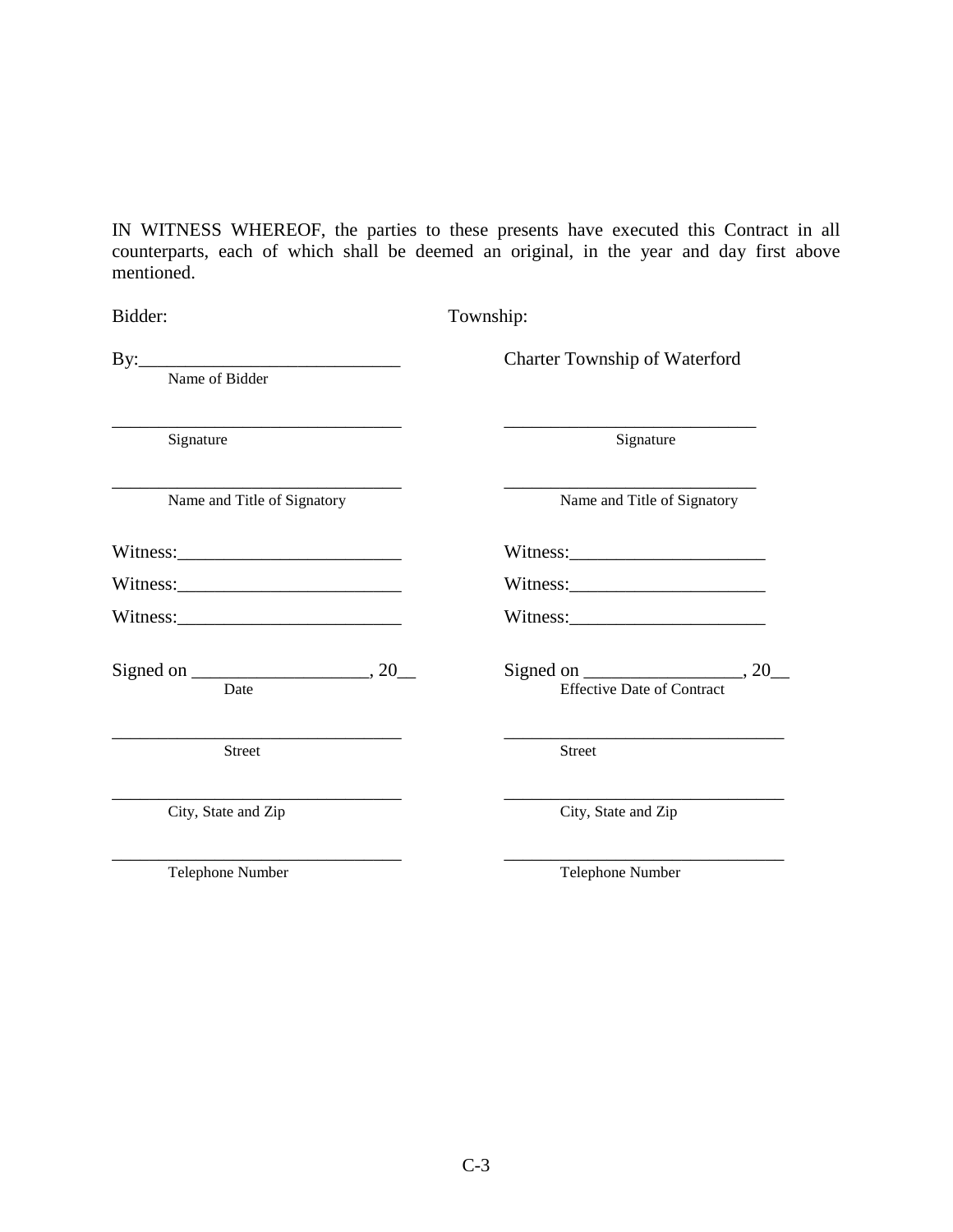IN WITNESS WHEREOF, the parties to these presents have executed this Contract in all counterparts, each of which shall be deemed an original, in the year and day first above mentioned.

| Bidder: | Township: |
|---|---|
| By:____________________________<br>Name of Bidder | Charter Township of Waterford |
| ________________________________<br>Signature | ____________________________<br>Signature |
| ________________________________<br>Name and Title of Signatory | ____________________________<br>Name and Title of Signatory |
| Witness:________________________ | Witness:_____________________ |
| Witness:________________________ | Witness:_____________________ |
| Witness:________________________ | Witness:_____________________ |
| Signed on ___________________, 20__<br>Date | Signed on _________________, 20__<br>Effective Date of Contract |
| ________________________________<br>Street | _______________________________<br>Street |
| ________________________________<br>City, State and Zip | _______________________________<br>City, State and Zip |
| ________________________________<br>Telephone Number | _______________________________<br>Telephone Number |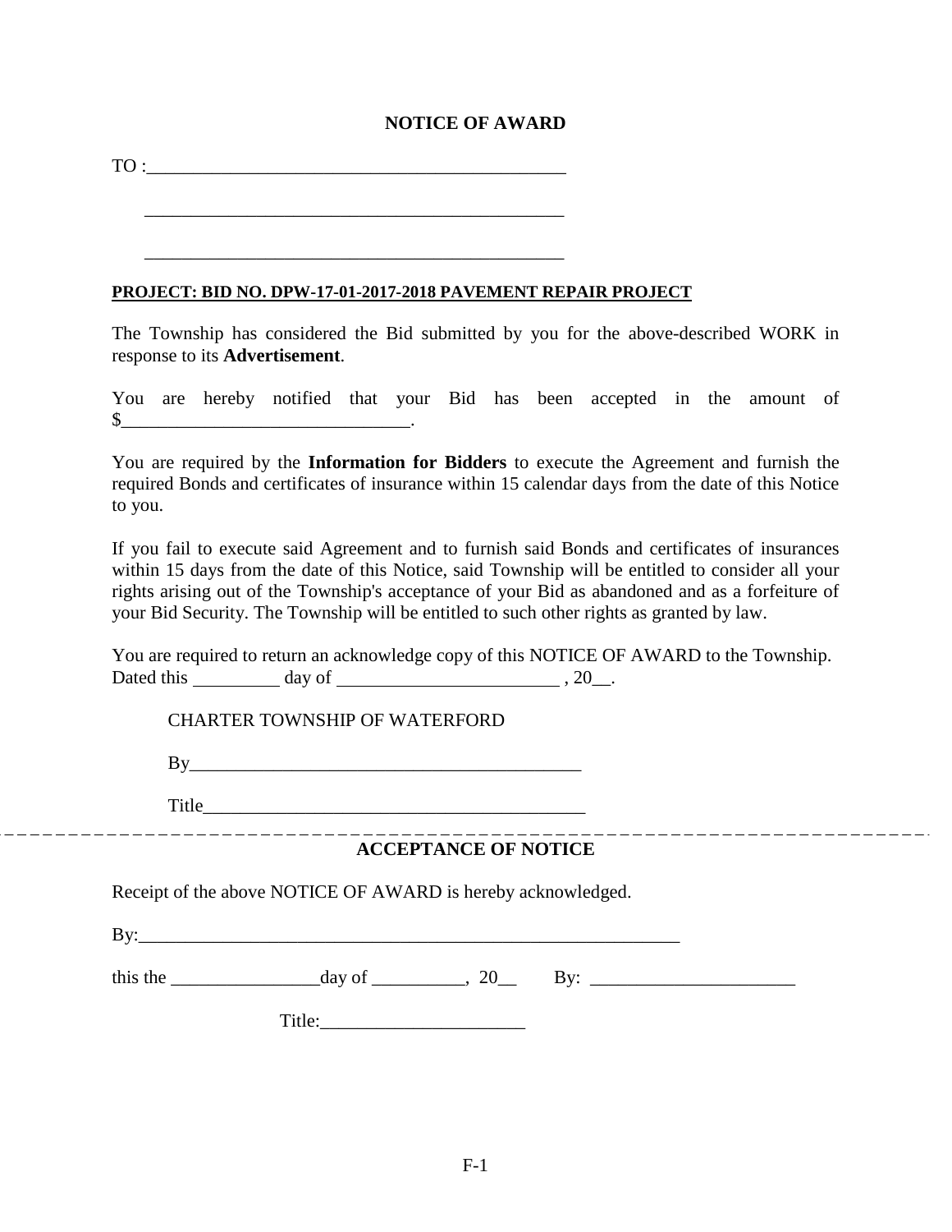# NOTICE OF AWARD

TO :_______________________________________________

_______________________________________________

_______________________________________________

**PROJECT: BID NO. DPW-17-01-2017-2018 PAVEMENT REPAIR PROJECT**

The Township has considered the Bid submitted by you for the above-described WORK in response to its **Advertisement**.

You are hereby notified that your Bid has been accepted in the amount of $_______________________________.

You are required by the **Information for Bidders** to execute the Agreement and furnish the required Bonds and certificates of insurance within 15 calendar days from the date of this Notice to you.

If you fail to execute said Agreement and to furnish said Bonds and certificates of insurances within 15 days from the date of this Notice, said Township will be entitled to consider all your rights arising out of the Township's acceptance of your Bid as abandoned and as a forfeiture of your Bid Security. The Township will be entitled to such other rights as granted by law.

You are required to return an acknowledge copy of this NOTICE OF AWARD to the Township.
Dated this _________ day of ________________________ , 20__.

CHARTER TOWNSHIP OF WATERFORD

By___________________________________________

Title__________________________________________

---

## ACCEPTANCE OF NOTICE

Receipt of the above NOTICE OF AWARD is hereby acknowledged.

By:___________________________________________________________

this the ________________day of __________, 20__ By: ______________________

Title:______________________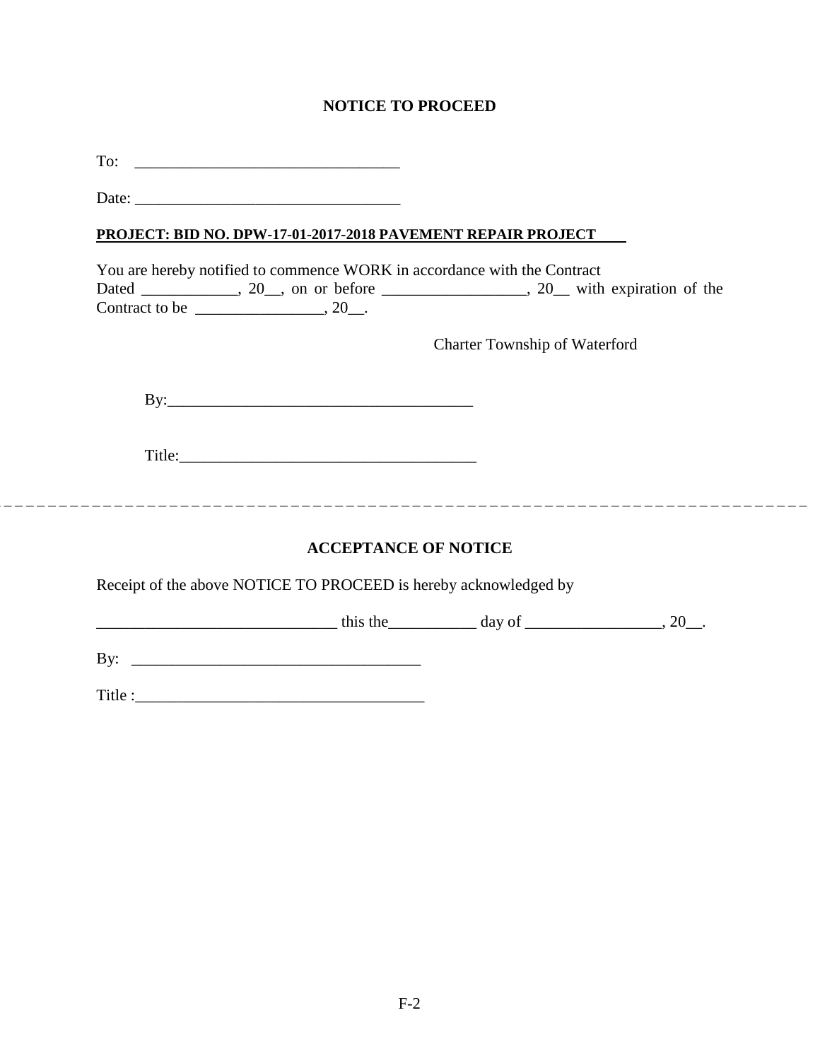## NOTICE TO PROCEED

To: _________________________________

Date: _________________________________

**PROJECT: BID NO. DPW-17-01-2017-2018 PAVEMENT REPAIR PROJECT**

You are hereby notified to commence WORK in accordance with the Contract Dated ____________, 20__, on or before __________________, 20__ with expiration of the Contract to be ________________, 20__.

Charter Township of Waterford

By:_______________________________________

Title:_____________________________________

---

## ACCEPTANCE OF NOTICE

Receipt of the above NOTICE TO PROCEED is hereby acknowledged by

______________________________ this the___________ day of _________________, 20__.

By: ____________________________________

Title :____________________________________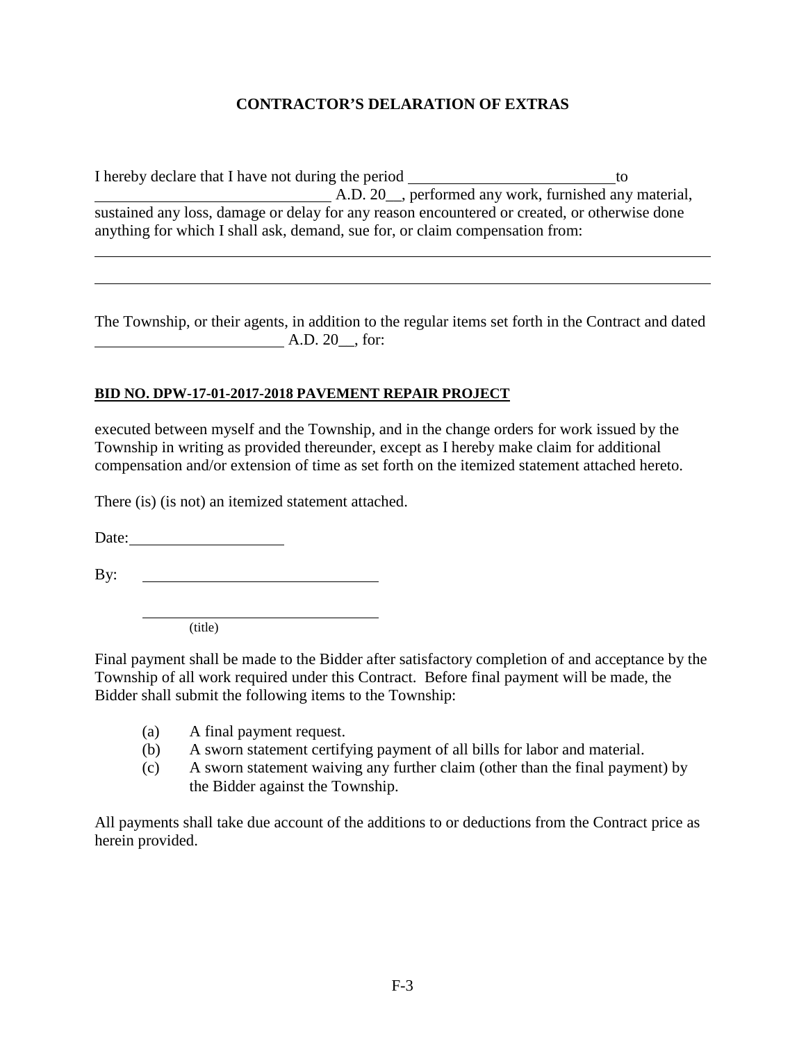**CONTRACTOR'S DELARATION OF EXTRAS**

I hereby declare that I have not during the period ____________________________ to ________________________________ A.D. 20__, performed any work, furnished any material, sustained any loss, damage or delay for any reason encountered or created, or otherwise done anything for which I shall ask, demand, sue for, or claim compensation from:

______________________________________________________________________________

______________________________________________________________________________

The Township, or their agents, in addition to the regular items set forth in the Contract and dated __________________________ A.D. 20__, for:

**BID NO. DPW-17-01-2017-2018 PAVEMENT REPAIR PROJECT**

executed between myself and the Township, and in the change orders for work issued by the Township in writing as provided thereunder, except as I hereby make claim for additional compensation and/or extension of time as set forth on the itemized statement attached hereto.

There (is) (is not) an itemized statement attached.

Date: ____________________

By: ________________________________

________________________________
(title)

Final payment shall be made to the Bidder after satisfactory completion of and acceptance by the Township of all work required under this Contract. Before final payment will be made, the Bidder shall submit the following items to the Township:

(a) A final payment request.
(b) A sworn statement certifying payment of all bills for labor and material.
(c) A sworn statement waiving any further claim (other than the final payment) by the Bidder against the Township.

All payments shall take due account of the additions to or deductions from the Contract price as herein provided.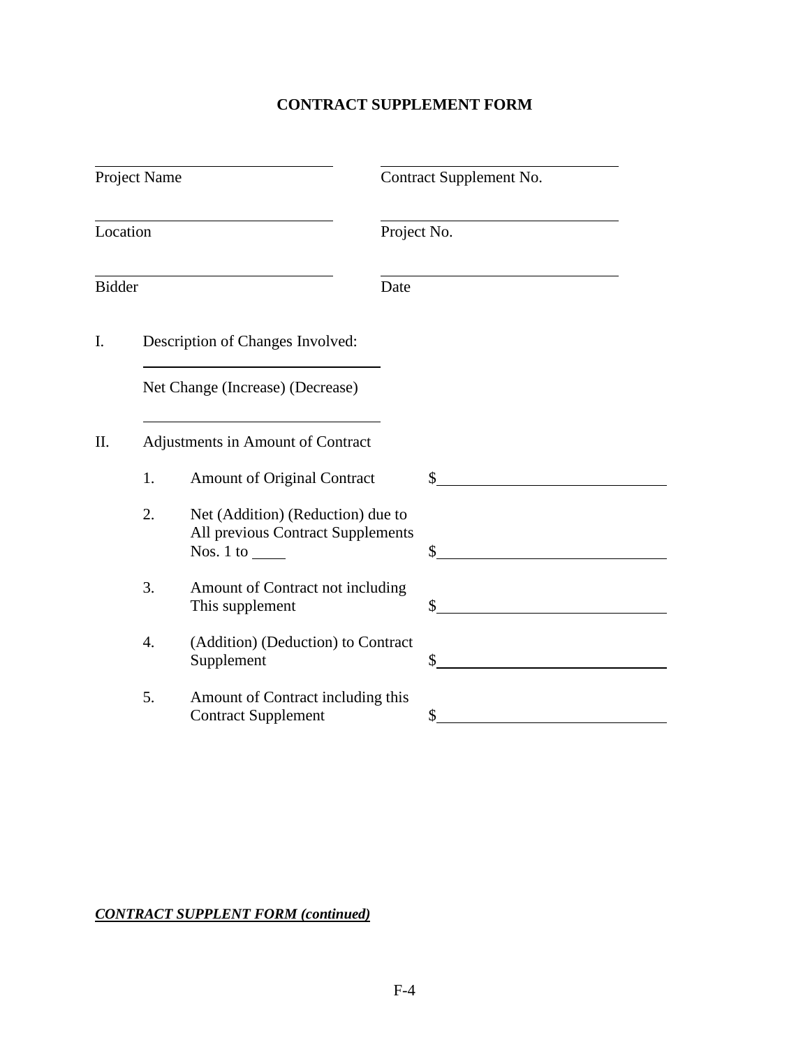**CONTRACT SUPPLEMENT FORM**

| | |
|---|---|
| ______________________________ | ______________________________ |
| Project Name | Contract Supplement No. |
| ______________________________ | ______________________________ |
| Location | Project No. |
| ______________________________ | ______________________________ |
| Bidder | Date |

I. Description of Changes Involved:

______________________________

Net Change (Increase) (Decrease)

______________________________

II. Adjustments in Amount of Contract

| | | |
|---|---|---|
| 1. | Amount of Original Contract | $______________________ |
| 2. | Net (Addition) (Reduction) due to All previous Contract Supplements Nos. 1 to ____ | $______________________ |
| 3. | Amount of Contract not including This supplement | $______________________ |
| 4. | (Addition) (Deduction) to Contract Supplement | $______________________ |
| 5. | Amount of Contract including this Contract Supplement | $______________________ |

***CONTRACT SUPPLENT FORM (continued)***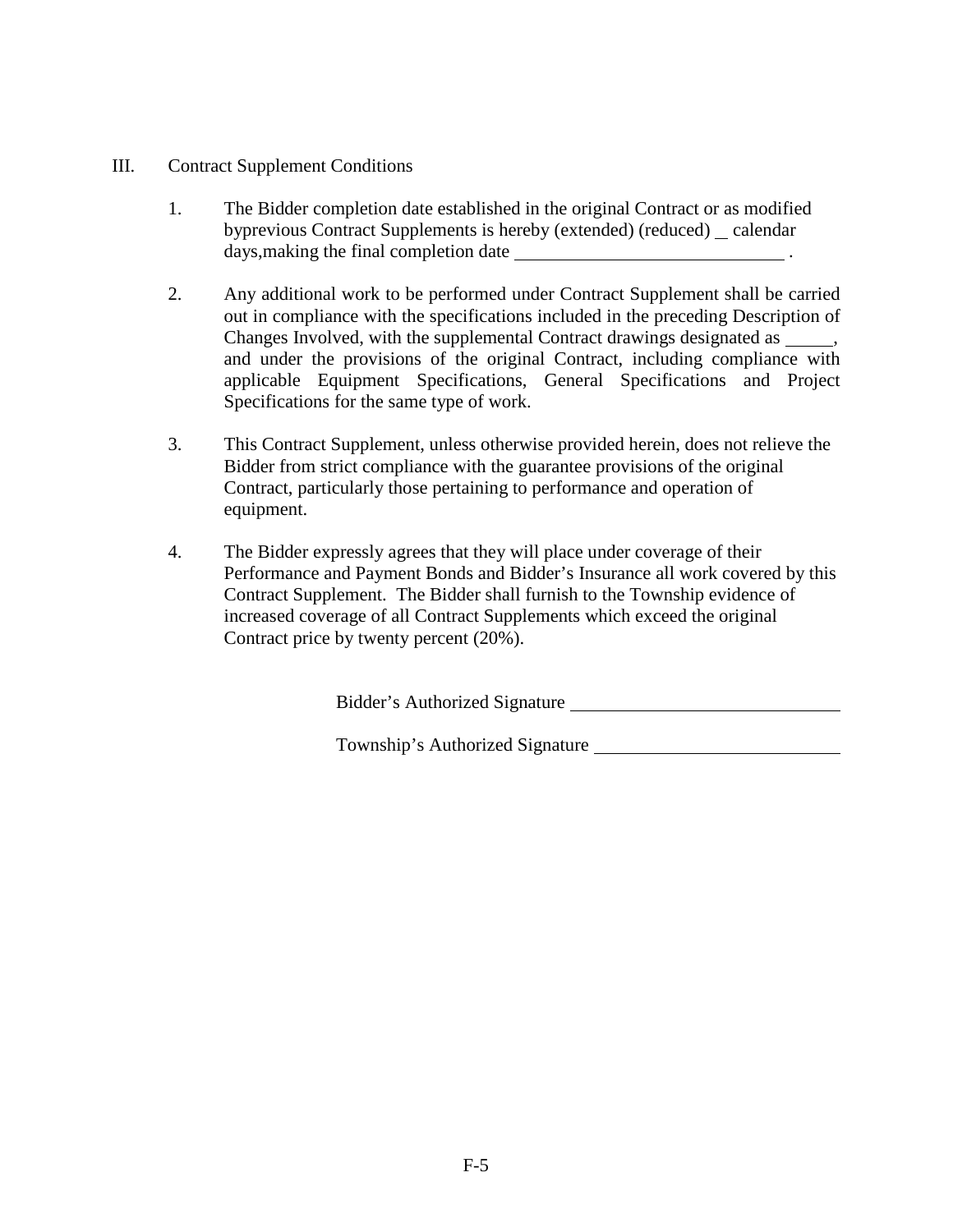## III. Contract Supplement Conditions

1. The Bidder completion date established in the original Contract or as modified byprevious Contract Supplements is hereby (extended) (reduced) _ calendar days,making the final completion date ______________________________ .

2. Any additional work to be performed under Contract Supplement shall be carried out in compliance with the specifications included in the preceding Description of Changes Involved, with the supplemental Contract drawings designated as _____, and under the provisions of the original Contract, including compliance with applicable Equipment Specifications, General Specifications and Project Specifications for the same type of work.

3. This Contract Supplement, unless otherwise provided herein, does not relieve the Bidder from strict compliance with the guarantee provisions of the original Contract, particularly those pertaining to performance and operation of equipment.

4. The Bidder expressly agrees that they will place under coverage of their Performance and Payment Bonds and Bidder's Insurance all work covered by this Contract Supplement. The Bidder shall furnish to the Township evidence of increased coverage of all Contract Supplements which exceed the original Contract price by twenty percent (20%).

Bidder's Authorized Signature ______________________________

Township's Authorized Signature ___________________________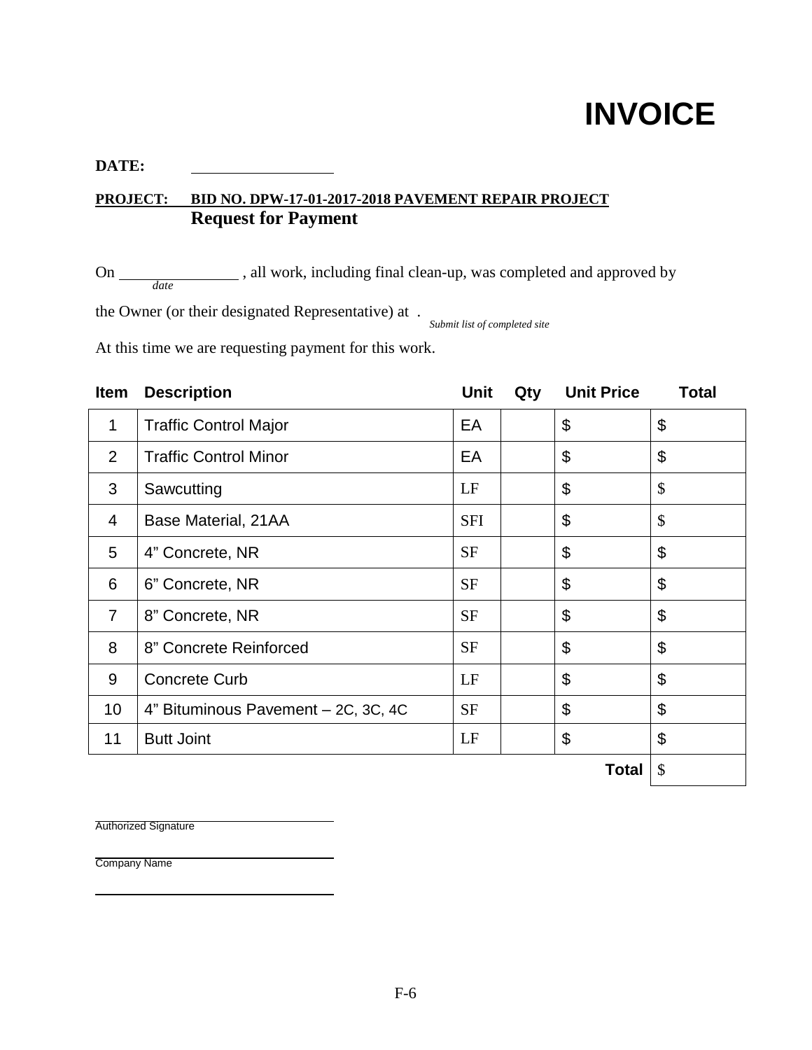# INVOICE

**DATE:** \_\_\_\_\_\_\_\_\_\_\_\_\_\_\_\_\_\_\_\_

**PROJECT:** **BID NO. DPW-17-01-2017-2018 PAVEMENT REPAIR PROJECT**
**Request for Payment**

On \_\_\_\_\_\_\_\_\_\_\_\_\_\_\_\_ *date* , all work, including final clean-up, was completed and approved by the Owner (or their designated Representative) at . *Submit list of completed site*

At this time we are requesting payment for this work.

| Item | Description | Unit | Qty | Unit Price | Total |
|---|---|---|---|---|---|
| 1 | Traffic Control Major | EA | | $ | $ |
| 2 | Traffic Control Minor | EA | | $ | $ |
| 3 | Sawcutting | LF | | $ | $ |
| 4 | Base Material, 21AA | SFI | | $ | $ |
| 5 | 4" Concrete, NR | SF | | $ | $ |
| 6 | 6" Concrete, NR | SF | | $ | $ |
| 7 | 8" Concrete, NR | SF | | $ | $ |
| 8 | 8" Concrete Reinforced | SF | | $ | $ |
| 9 | Concrete Curb | LF | | $ | $ |
| 10 | 4" Bituminous Pavement – 2C, 3C, 4C | SF | | $ | $ |
| 11 | Butt Joint | LF | | $ | $ |
| | | | | **Total** | $ |

\_\_\_\_\_\_\_\_\_\_\_\_\_\_\_\_\_\_\_\_\_\_\_\_\_\_\_\_\_\_\_\_
Authorized Signature

\_\_\_\_\_\_\_\_\_\_\_\_\_\_\_\_\_\_\_\_\_\_\_\_\_\_\_\_\_\_\_\_
Company Name

\_\_\_\_\_\_\_\_\_\_\_\_\_\_\_\_\_\_\_\_\_\_\_\_\_\_\_\_\_\_\_\_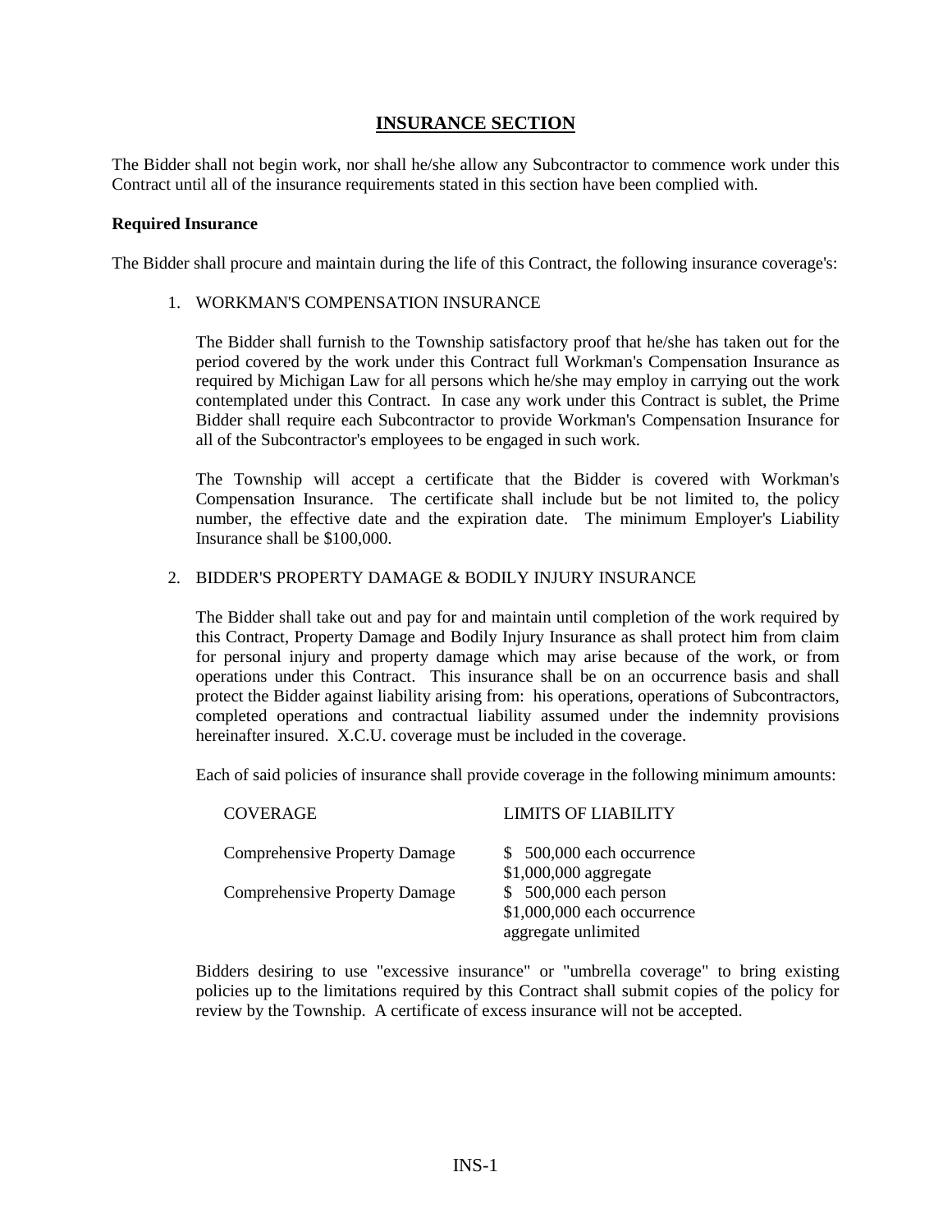# INSURANCE SECTION

The Bidder shall not begin work, nor shall he/she allow any Subcontractor to commence work under this Contract until all of the insurance requirements stated in this section have been complied with.

**Required Insurance**

The Bidder shall procure and maintain during the life of this Contract, the following insurance coverage's:

1. WORKMAN'S COMPENSATION INSURANCE

   The Bidder shall furnish to the Township satisfactory proof that he/she has taken out for the period covered by the work under this Contract full Workman's Compensation Insurance as required by Michigan Law for all persons which he/she may employ in carrying out the work contemplated under this Contract. In case any work under this Contract is sublet, the Prime Bidder shall require each Subcontractor to provide Workman's Compensation Insurance for all of the Subcontractor's employees to be engaged in such work.

   The Township will accept a certificate that the Bidder is covered with Workman's Compensation Insurance. The certificate shall include but be not limited to, the policy number, the effective date and the expiration date. The minimum Employer's Liability Insurance shall be $100,000.

2. BIDDER'S PROPERTY DAMAGE & BODILY INJURY INSURANCE

   The Bidder shall take out and pay for and maintain until completion of the work required by this Contract, Property Damage and Bodily Injury Insurance as shall protect him from claim for personal injury and property damage which may arise because of the work, or from operations under this Contract. This insurance shall be on an occurrence basis and shall protect the Bidder against liability arising from: his operations, operations of Subcontractors, completed operations and contractual liability assumed under the indemnity provisions hereinafter insured. X.C.U. coverage must be included in the coverage.

   Each of said policies of insurance shall provide coverage in the following minimum amounts:

   | COVERAGE | LIMITS OF LIABILITY |
   |---|---|
   | Comprehensive Property Damage | $ 500,000 each occurrence<br>$1,000,000 aggregate |
   | Comprehensive Property Damage | $ 500,000 each person<br>$1,000,000 each occurrence<br>aggregate unlimited |

   Bidders desiring to use "excessive insurance" or "umbrella coverage" to bring existing policies up to the limitations required by this Contract shall submit copies of the policy for review by the Township. A certificate of excess insurance will not be accepted.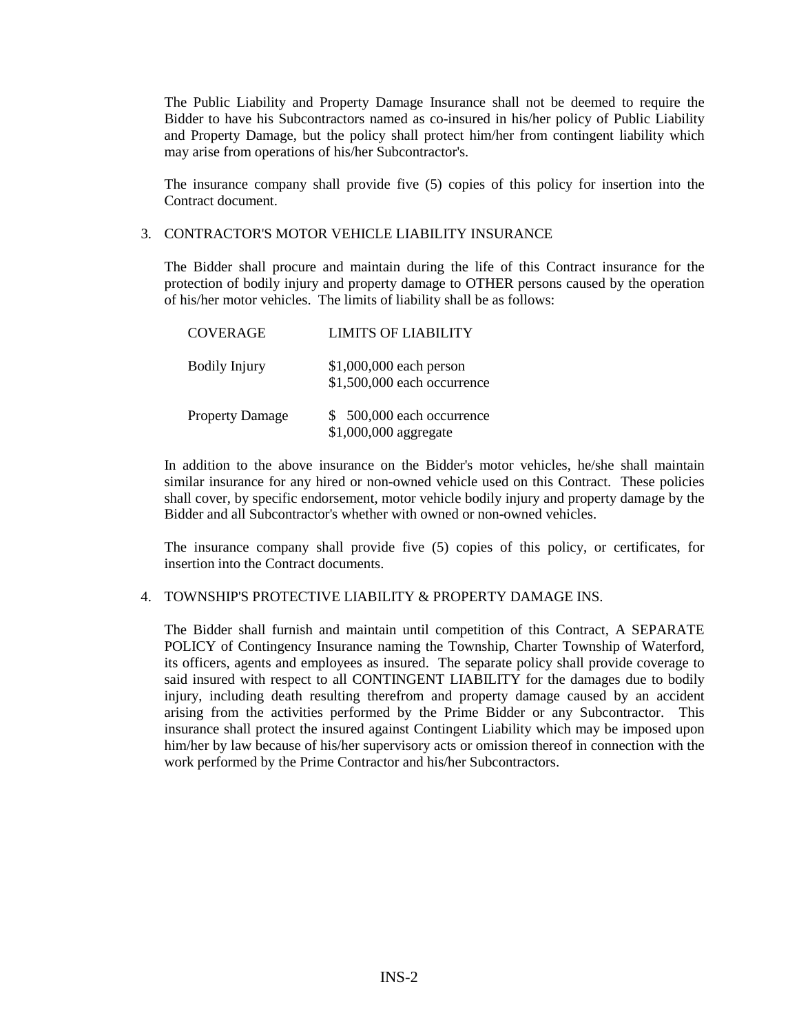The Public Liability and Property Damage Insurance shall not be deemed to require the Bidder to have his Subcontractors named as co-insured in his/her policy of Public Liability and Property Damage, but the policy shall protect him/her from contingent liability which may arise from operations of his/her Subcontractor's.

The insurance company shall provide five (5) copies of this policy for insertion into the Contract document.

3. CONTRACTOR'S MOTOR VEHICLE LIABILITY INSURANCE

The Bidder shall procure and maintain during the life of this Contract insurance for the protection of bodily injury and property damage to OTHER persons caused by the operation of his/her motor vehicles. The limits of liability shall be as follows:

| COVERAGE | LIMITS OF LIABILITY |
|---|---|
| Bodily Injury | $1,000,000 each person<br>$1,500,000 each occurrence |
| Property Damage | $ 500,000 each occurrence<br>$1,000,000 aggregate |

In addition to the above insurance on the Bidder's motor vehicles, he/she shall maintain similar insurance for any hired or non-owned vehicle used on this Contract. These policies shall cover, by specific endorsement, motor vehicle bodily injury and property damage by the Bidder and all Subcontractor's whether with owned or non-owned vehicles.

The insurance company shall provide five (5) copies of this policy, or certificates, for insertion into the Contract documents.

4. TOWNSHIP'S PROTECTIVE LIABILITY & PROPERTY DAMAGE INS.

The Bidder shall furnish and maintain until competition of this Contract, A SEPARATE POLICY of Contingency Insurance naming the Township, Charter Township of Waterford, its officers, agents and employees as insured. The separate policy shall provide coverage to said insured with respect to all CONTINGENT LIABILITY for the damages due to bodily injury, including death resulting therefrom and property damage caused by an accident arising from the activities performed by the Prime Bidder or any Subcontractor. This insurance shall protect the insured against Contingent Liability which may be imposed upon him/her by law because of his/her supervisory acts or omission thereof in connection with the work performed by the Prime Contractor and his/her Subcontractors.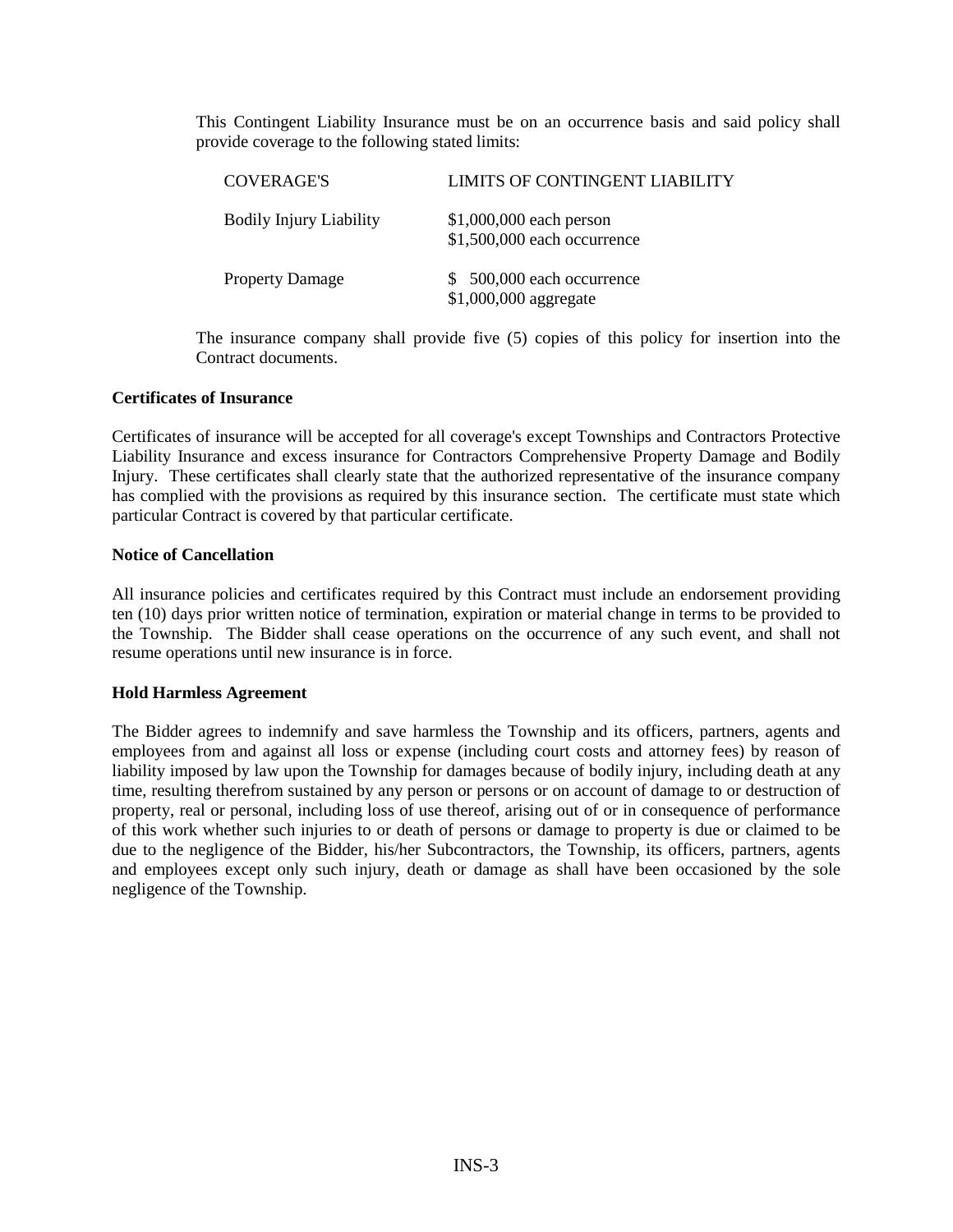This Contingent Liability Insurance must be on an occurrence basis and said policy shall provide coverage to the following stated limits:

| COVERAGE'S | LIMITS OF CONTINGENT LIABILITY |
| --- | --- |
| Bodily Injury Liability | $1,000,000 each person<br>$1,500,000 each occurrence |
| Property Damage | $ 500,000 each occurrence<br>$1,000,000 aggregate |

The insurance company shall provide five (5) copies of this policy for insertion into the Contract documents.

**Certificates of Insurance**

Certificates of insurance will be accepted for all coverage's except Townships and Contractors Protective Liability Insurance and excess insurance for Contractors Comprehensive Property Damage and Bodily Injury. These certificates shall clearly state that the authorized representative of the insurance company has complied with the provisions as required by this insurance section. The certificate must state which particular Contract is covered by that particular certificate.

**Notice of Cancellation**

All insurance policies and certificates required by this Contract must include an endorsement providing ten (10) days prior written notice of termination, expiration or material change in terms to be provided to the Township. The Bidder shall cease operations on the occurrence of any such event, and shall not resume operations until new insurance is in force.

**Hold Harmless Agreement**

The Bidder agrees to indemnify and save harmless the Township and its officers, partners, agents and employees from and against all loss or expense (including court costs and attorney fees) by reason of liability imposed by law upon the Township for damages because of bodily injury, including death at any time, resulting therefrom sustained by any person or persons or on account of damage to or destruction of property, real or personal, including loss of use thereof, arising out of or in consequence of performance of this work whether such injuries to or death of persons or damage to property is due or claimed to be due to the negligence of the Bidder, his/her Subcontractors, the Township, its officers, partners, agents and employees except only such injury, death or damage as shall have been occasioned by the sole negligence of the Township.